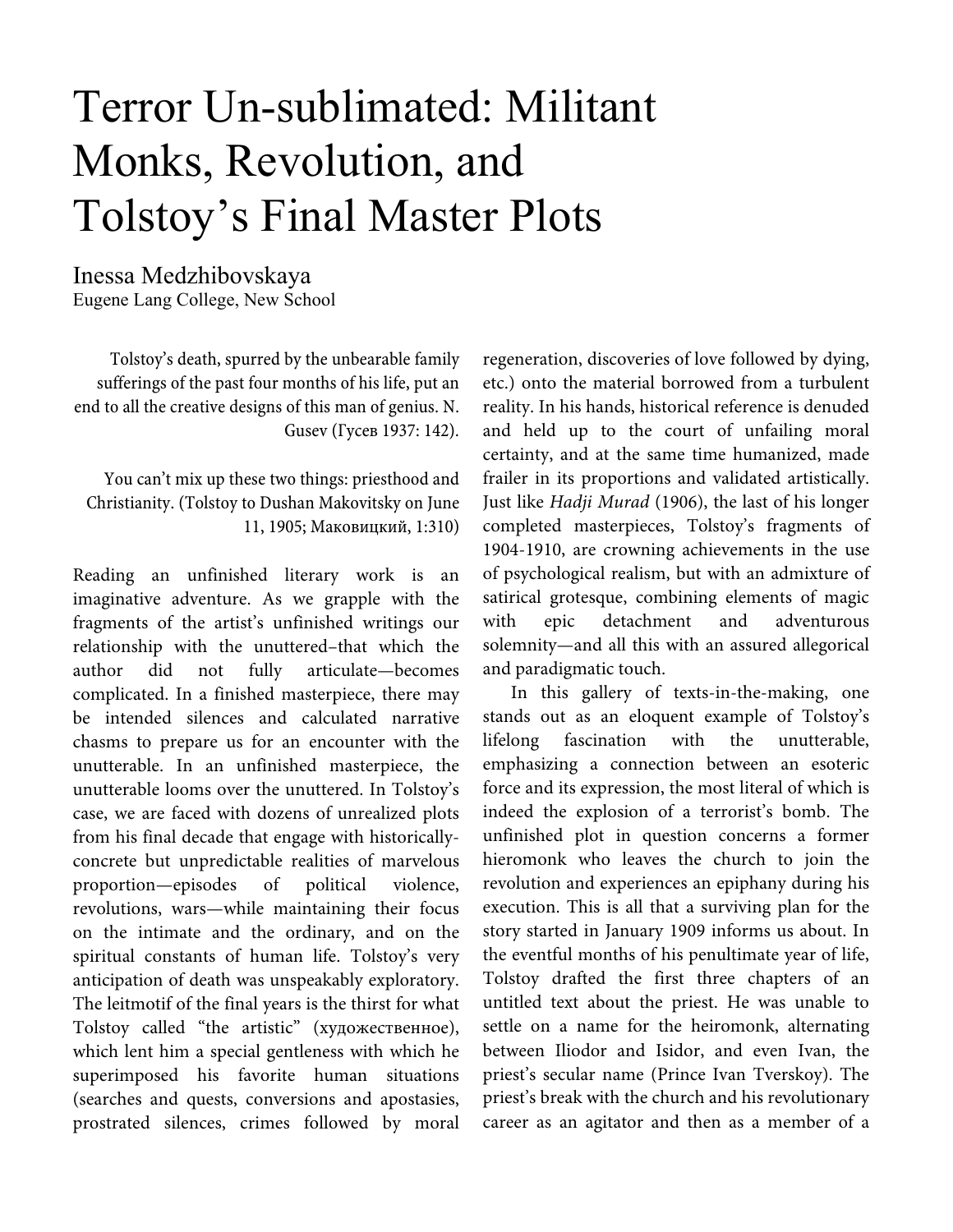# Terror Un-sublimated: Militant Monks, Revolution, and Tolstoy's Final Master Plots

Inessa Medzhibovskaya
Eugene Lang College, New School

> Tolstoy's death, spurred by the unbearable family sufferings of the past four months of his life, put an end to all the creative designs of this man of genius. N. Gusev (Гусев 1937: 142).

> You can't mix up these two things: priesthood and Christianity. (Tolstoy to Dushan Makovitsky on June 11, 1905; Маковицкий, 1:310)

Reading an unfinished literary work is an imaginative adventure. As we grapple with the fragments of the artist's unfinished writings our relationship with the unuttered–that which the author did not fully articulate—becomes complicated. In a finished masterpiece, there may be intended silences and calculated narrative chasms to prepare us for an encounter with the unutterable. In an unfinished masterpiece, the unutterable looms over the unuttered. In Tolstoy's case, we are faced with dozens of unrealized plots from his final decade that engage with historically-concrete but unpredictable realities of marvelous proportion—episodes of political violence, revolutions, wars—while maintaining their focus on the intimate and the ordinary, and on the spiritual constants of human life. Tolstoy's very anticipation of death was unspeakably exploratory. The leitmotif of the final years is the thirst for what Tolstoy called "the artistic" (художественное), which lent him a special gentleness with which he superimposed his favorite human situations (searches and quests, conversions and apostasies, prostrated silences, crimes followed by moral regeneration, discoveries of love followed by dying, etc.) onto the material borrowed from a turbulent reality. In his hands, historical reference is denuded and held up to the court of unfailing moral certainty, and at the same time humanized, made frailer in its proportions and validated artistically. Just like *Hadji Murad* (1906), the last of his longer completed masterpieces, Tolstoy's fragments of 1904-1910, are crowning achievements in the use of psychological realism, but with an admixture of satirical grotesque, combining elements of magic with epic detachment and adventurous solemnity—and all this with an assured allegorical and paradigmatic touch.

In this gallery of texts-in-the-making, one stands out as an eloquent example of Tolstoy's lifelong fascination with the unutterable, emphasizing a connection between an esoteric force and its expression, the most literal of which is indeed the explosion of a terrorist's bomb. The unfinished plot in question concerns a former hieromonk who leaves the church to join the revolution and experiences an epiphany during his execution. This is all that a surviving plan for the story started in January 1909 informs us about. In the eventful months of his penultimate year of life, Tolstoy drafted the first three chapters of an untitled text about the priest. He was unable to settle on a name for the heiromonk, alternating between Iliodor and Isidor, and even Ivan, the priest's secular name (Prince Ivan Tverskoy). The priest's break with the church and his revolutionary career as an agitator and then as a member of a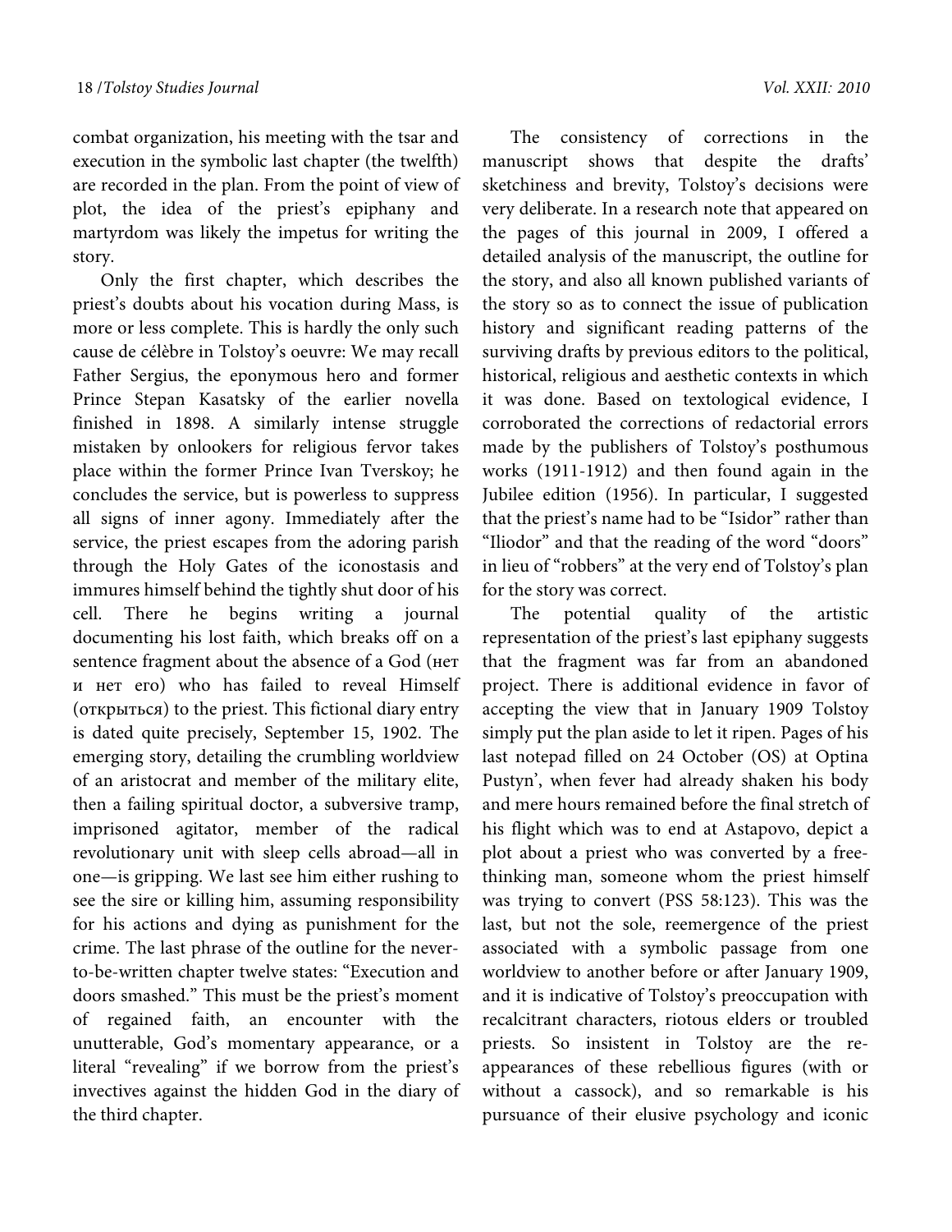combat organization, his meeting with the tsar and execution in the symbolic last chapter (the twelfth) are recorded in the plan. From the point of view of plot, the idea of the priest's epiphany and martyrdom was likely the impetus for writing the story.

Only the first chapter, which describes the priest's doubts about his vocation during Mass, is more or less complete. This is hardly the only such cause de célèbre in Tolstoy's oeuvre: We may recall Father Sergius, the eponymous hero and former Prince Stepan Kasatsky of the earlier novella finished in 1898. A similarly intense struggle mistaken by onlookers for religious fervor takes place within the former Prince Ivan Tverskoy; he concludes the service, but is powerless to suppress all signs of inner agony. Immediately after the service, the priest escapes from the adoring parish through the Holy Gates of the iconostasis and immures himself behind the tightly shut door of his cell. There he begins writing a journal documenting his lost faith, which breaks off on a sentence fragment about the absence of a God (нет и нет его) who has failed to reveal Himself (открыться) to the priest. This fictional diary entry is dated quite precisely, September 15, 1902. The emerging story, detailing the crumbling worldview of an aristocrat and member of the military elite, then a failing spiritual doctor, a subversive tramp, imprisoned agitator, member of the radical revolutionary unit with sleep cells abroad—all in one—is gripping. We last see him either rushing to see the sire or killing him, assuming responsibility for his actions and dying as punishment for the crime. The last phrase of the outline for the never-to-be-written chapter twelve states: "Execution and doors smashed." This must be the priest's moment of regained faith, an encounter with the unutterable, God's momentary appearance, or a literal "revealing" if we borrow from the priest's invectives against the hidden God in the diary of the third chapter.

The consistency of corrections in the manuscript shows that despite the drafts' sketchiness and brevity, Tolstoy's decisions were very deliberate. In a research note that appeared on the pages of this journal in 2009, I offered a detailed analysis of the manuscript, the outline for the story, and also all known published variants of the story so as to connect the issue of publication history and significant reading patterns of the surviving drafts by previous editors to the political, historical, religious and aesthetic contexts in which it was done. Based on textological evidence, I corroborated the corrections of redactorial errors made by the publishers of Tolstoy's posthumous works (1911-1912) and then found again in the Jubilee edition (1956). In particular, I suggested that the priest's name had to be "Isidor" rather than "Iliodor" and that the reading of the word "doors" in lieu of "robbers" at the very end of Tolstoy's plan for the story was correct.

The potential quality of the artistic representation of the priest's last epiphany suggests that the fragment was far from an abandoned project. There is additional evidence in favor of accepting the view that in January 1909 Tolstoy simply put the plan aside to let it ripen. Pages of his last notepad filled on 24 October (OS) at Optina Pustyn', when fever had already shaken his body and mere hours remained before the final stretch of his flight which was to end at Astapovo, depict a plot about a priest who was converted by a free-thinking man, someone whom the priest himself was trying to convert (PSS 58:123). This was the last, but not the sole, reemergence of the priest associated with a symbolic passage from one worldview to another before or after January 1909, and it is indicative of Tolstoy's preoccupation with recalcitrant characters, riotous elders or troubled priests. So insistent in Tolstoy are the re-appearances of these rebellious figures (with or without a cassock), and so remarkable is his pursuance of their elusive psychology and iconic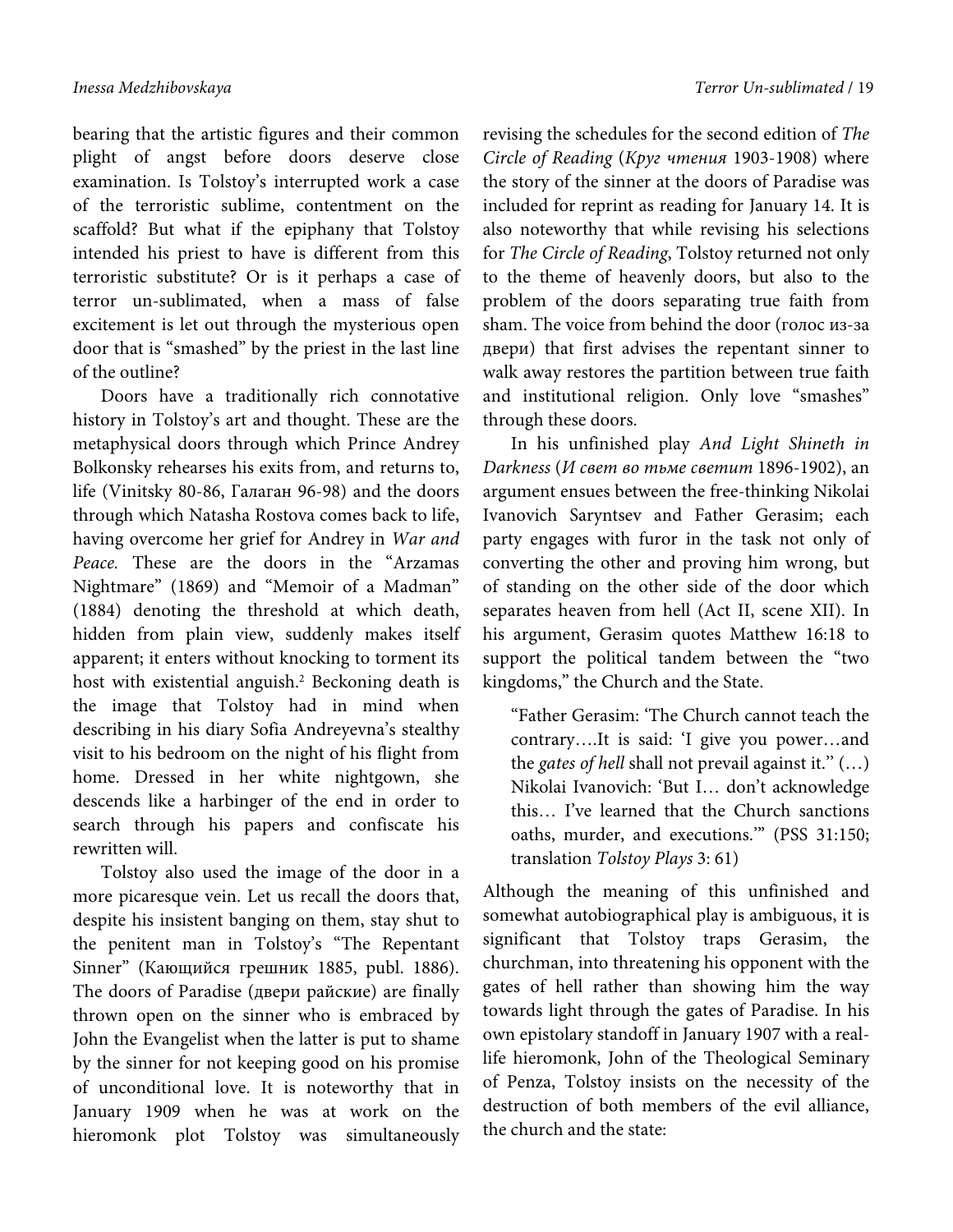bearing that the artistic figures and their common plight of angst before doors deserve close examination. Is Tolstoy's interrupted work a case of the terroristic sublime, contentment on the scaffold? But what if the epiphany that Tolstoy intended his priest to have is different from this terroristic substitute? Or is it perhaps a case of terror un-sublimated, when a mass of false excitement is let out through the mysterious open door that is "smashed" by the priest in the last line of the outline?

Doors have a traditionally rich connotative history in Tolstoy's art and thought. These are the metaphysical doors through which Prince Andrey Bolkonsky rehearses his exits from, and returns to, life (Vinitsky 80-86, Галаган 96-98) and the doors through which Natasha Rostova comes back to life, having overcome her grief for Andrey in *War and Peace.* These are the doors in the "Arzamas Nightmare" (1869) and "Memoir of a Madman" (1884) denoting the threshold at which death, hidden from plain view, suddenly makes itself apparent; it enters without knocking to torment its host with existential anguish.[2] Beckoning death is the image that Tolstoy had in mind when describing in his diary Sofia Andreyevna's stealthy visit to his bedroom on the night of his flight from home. Dressed in her white nightgown, she descends like a harbinger of the end in order to search through his papers and confiscate his rewritten will.

Tolstoy also used the image of the door in a more picaresque vein. Let us recall the doors that, despite his insistent banging on them, stay shut to the penitent man in Tolstoy's "The Repentant Sinner" (Кающийся грешник 1885, publ. 1886). The doors of Paradise (двери райские) are finally thrown open on the sinner who is embraced by John the Evangelist when the latter is put to shame by the sinner for not keeping good on his promise of unconditional love. It is noteworthy that in January 1909 when he was at work on the hieromonk plot Tolstoy was simultaneously revising the schedules for the second edition of *The Circle of Reading* (*Круг чтения* 1903-1908) where the story of the sinner at the doors of Paradise was included for reprint as reading for January 14. It is also noteworthy that while revising his selections for *The Circle of Reading*, Tolstoy returned not only to the theme of heavenly doors, but also to the problem of the doors separating true faith from sham. The voice from behind the door (голос из-за двери) that first advises the repentant sinner to walk away restores the partition between true faith and institutional religion. Only love "smashes" through these doors.

In his unfinished play *And Light Shineth in Darkness* (*И свет во тьме светит* 1896-1902), an argument ensues between the free-thinking Nikolai Ivanovich Saryntsev and Father Gerasim; each party engages with furor in the task not only of converting the other and proving him wrong, but of standing on the other side of the door which separates heaven from hell (Act II, scene XII). In his argument, Gerasim quotes Matthew 16:18 to support the political tandem between the "two kingdoms," the Church and the State.

> "Father Gerasim: 'The Church cannot teach the contrary….It is said: 'I give you power…and the *gates of hell* shall not prevail against it." (…) Nikolai Ivanovich: 'But I… don't acknowledge this… I've learned that the Church sanctions oaths, murder, and executions.'" (PSS 31:150; translation *Tolstoy Plays* 3: 61)

Although the meaning of this unfinished and somewhat autobiographical play is ambiguous, it is significant that Tolstoy traps Gerasim, the churchman, into threatening his opponent with the gates of hell rather than showing him the way towards light through the gates of Paradise. In his own epistolary standoff in January 1907 with a real-life hieromonk, John of the Theological Seminary of Penza, Tolstoy insists on the necessity of the destruction of both members of the evil alliance, the church and the state: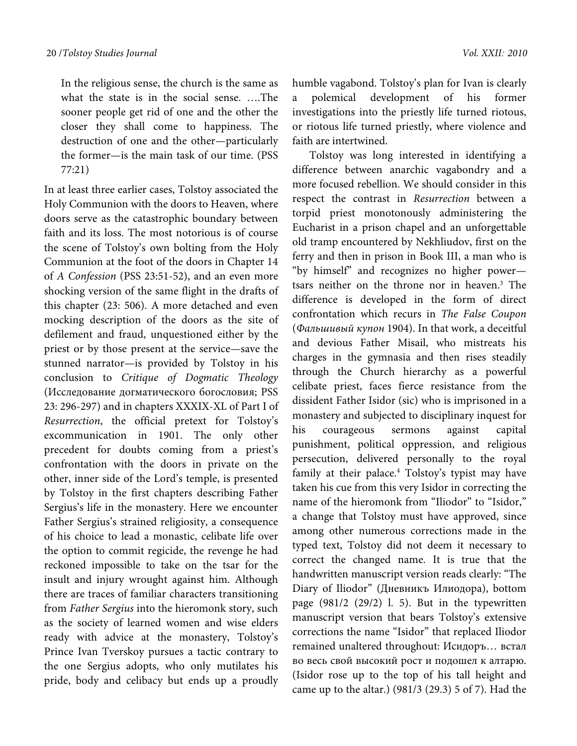> In the religious sense, the church is the same as what the state is in the social sense. ….The sooner people get rid of one and the other the closer they shall come to happiness. The destruction of one and the other—particularly the former—is the main task of our time. (PSS 77:21)

In at least three earlier cases, Tolstoy associated the Holy Communion with the doors to Heaven, where doors serve as the catastrophic boundary between faith and its loss. The most notorious is of course the scene of Tolstoy's own bolting from the Holy Communion at the foot of the doors in Chapter 14 of *A Confession* (PSS 23:51-52), and an even more shocking version of the same flight in the drafts of this chapter (23: 506). A more detached and even mocking description of the doors as the site of defilement and fraud, unquestioned either by the priest or by those present at the service—save the stunned narrator—is provided by Tolstoy in his conclusion to *Critique of Dogmatic Theology* (Исследование догматического богословия; PSS 23: 296-297) and in chapters XXXIX-XL of Part I of *Resurrection*, the official pretext for Tolstoy's excommunication in 1901. The only other precedent for doubts coming from a priest's confrontation with the doors in private on the other, inner side of the Lord's temple, is presented by Tolstoy in the first chapters describing Father Sergius's life in the monastery. Here we encounter Father Sergius's strained religiosity, a consequence of his choice to lead a monastic, celibate life over the option to commit regicide, the revenge he had reckoned impossible to take on the tsar for the insult and injury wrought against him. Although there are traces of familiar characters transitioning from *Father Sergius* into the hieromonk story, such as the society of learned women and wise elders ready with advice at the monastery, Tolstoy's Prince Ivan Tverskoy pursues a tactic contrary to the one Sergius adopts, who only mutilates his pride, body and celibacy but ends up a proudly humble vagabond. Tolstoy's plan for Ivan is clearly a polemical development of his former investigations into the priestly life turned riotous, or riotous life turned priestly, where violence and faith are intertwined.

Tolstoy was long interested in identifying a difference between anarchic vagabondry and a more focused rebellion. We should consider in this respect the contrast in *Resurrection* between a torpid priest monotonously administering the Eucharist in a prison chapel and an unforgettable old tramp encountered by Nekhliudov, first on the ferry and then in prison in Book III, a man who is "by himself" and recognizes no higher power—tsars neither on the throne nor in heaven.[3] The difference is developed in the form of direct confrontation which recurs in *The False Coupon* (*Фальшивый купон* 1904). In that work, a deceitful and devious Father Misail, who mistreats his charges in the gymnasia and then rises steadily through the Church hierarchy as a powerful celibate priest, faces fierce resistance from the dissident Father Isidor (sic) who is imprisoned in a monastery and subjected to disciplinary inquest for his courageous sermons against capital punishment, political oppression, and religious persecution, delivered personally to the royal family at their palace.[4] Tolstoy's typist may have taken his cue from this very Isidor in correcting the name of the hieromonk from "Iliodor" to "Isidor," a change that Tolstoy must have approved, since among other numerous corrections made in the typed text, Tolstoy did not deem it necessary to correct the changed name. It is true that the handwritten manuscript version reads clearly: "The Diary of Iliodor" (Дневникъ Илиодора), bottom page (981/2 (29/2) l. 5). But in the typewritten manuscript version that bears Tolstoy's extensive corrections the name "Isidor" that replaced Iliodor remained unaltered throughout: Исидоръ… встал во весь свой высокий рост и подошел к алтарю. (Isidor rose up to the top of his tall height and came up to the altar.) (981/3 (29.3) 5 of 7). Had the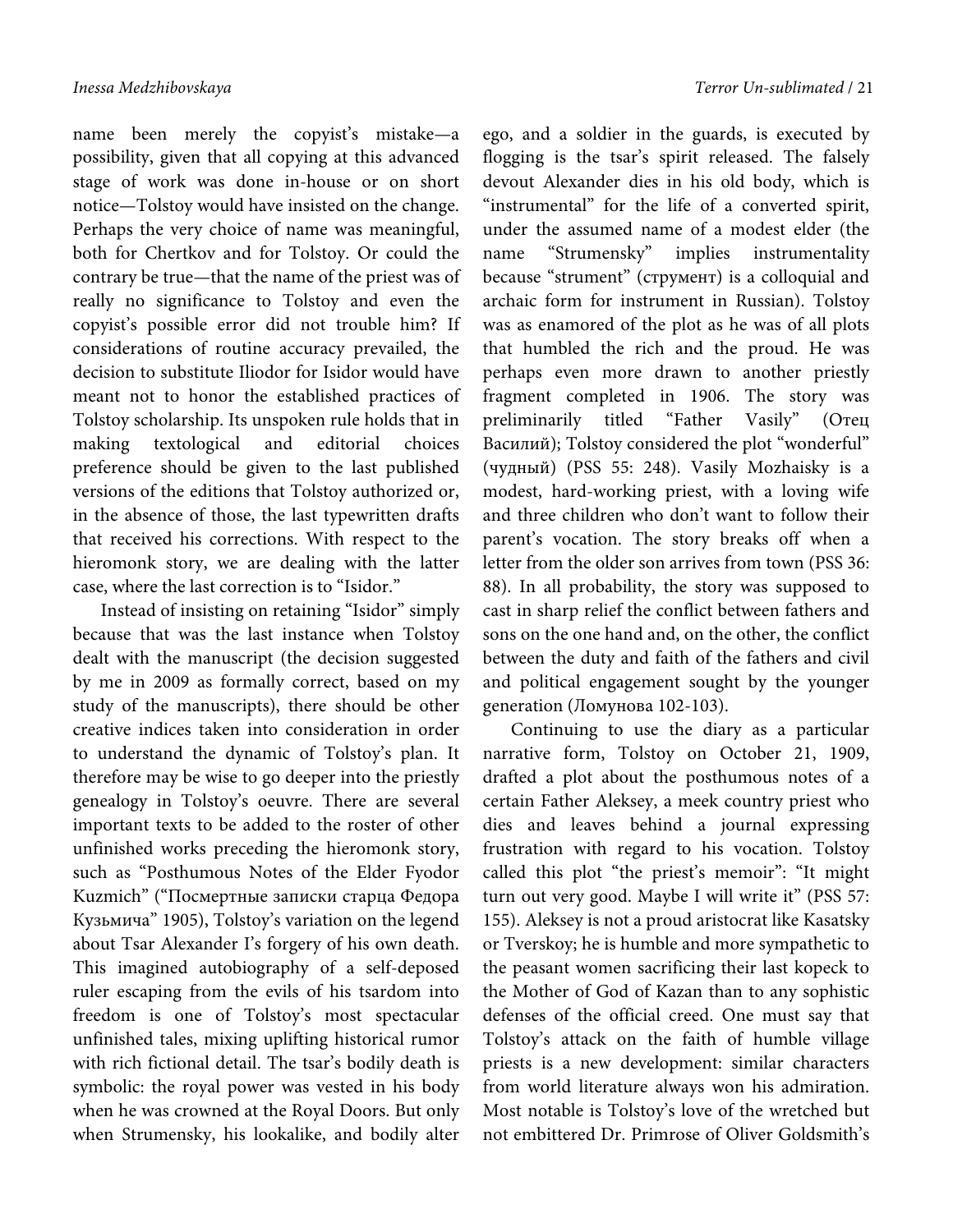name been merely the copyist's mistake—a possibility, given that all copying at this advanced stage of work was done in-house or on short notice—Tolstoy would have insisted on the change. Perhaps the very choice of name was meaningful, both for Chertkov and for Tolstoy. Or could the contrary be true—that the name of the priest was of really no significance to Tolstoy and even the copyist's possible error did not trouble him? If considerations of routine accuracy prevailed, the decision to substitute Iliodor for Isidor would have meant not to honor the established practices of Tolstoy scholarship. Its unspoken rule holds that in making textological and editorial choices preference should be given to the last published versions of the editions that Tolstoy authorized or, in the absence of those, the last typewritten drafts that received his corrections. With respect to the hieromonk story, we are dealing with the latter case, where the last correction is to "Isidor."

Instead of insisting on retaining "Isidor" simply because that was the last instance when Tolstoy dealt with the manuscript (the decision suggested by me in 2009 as formally correct, based on my study of the manuscripts), there should be other creative indices taken into consideration in order to understand the dynamic of Tolstoy's plan. It therefore may be wise to go deeper into the priestly genealogy in Tolstoy's oeuvre. There are several important texts to be added to the roster of other unfinished works preceding the hieromonk story, such as "Posthumous Notes of the Elder Fyodor Kuzmich" ("Посмертные записки старца Федора Кузьмича" 1905), Tolstoy's variation on the legend about Tsar Alexander I's forgery of his own death. This imagined autobiography of a self-deposed ruler escaping from the evils of his tsardom into freedom is one of Tolstoy's most spectacular unfinished tales, mixing uplifting historical rumor with rich fictional detail. The tsar's bodily death is symbolic: the royal power was vested in his body when he was crowned at the Royal Doors. But only when Strumensky, his lookalike, and bodily alter ego, and a soldier in the guards, is executed by flogging is the tsar's spirit released. The falsely devout Alexander dies in his old body, which is "instrumental" for the life of a converted spirit, under the assumed name of a modest elder (the name "Strumensky" implies instrumentality because "strument" (струмент) is a colloquial and archaic form for instrument in Russian). Tolstoy was as enamored of the plot as he was of all plots that humbled the rich and the proud. He was perhaps even more drawn to another priestly fragment completed in 1906. The story was preliminarily titled "Father Vasily" (Отец Василий); Tolstoy considered the plot "wonderful" (чудный) (PSS 55: 248). Vasily Mozhaisky is a modest, hard-working priest, with a loving wife and three children who don't want to follow their parent's vocation. The story breaks off when a letter from the older son arrives from town (PSS 36: 88). In all probability, the story was supposed to cast in sharp relief the conflict between fathers and sons on the one hand and, on the other, the conflict between the duty and faith of the fathers and civil and political engagement sought by the younger generation (Ломунова 102-103).

Continuing to use the diary as a particular narrative form, Tolstoy on October 21, 1909, drafted a plot about the posthumous notes of a certain Father Aleksey, a meek country priest who dies and leaves behind a journal expressing frustration with regard to his vocation. Tolstoy called this plot "the priest's memoir": "It might turn out very good. Maybe I will write it" (PSS 57: 155). Aleksey is not a proud aristocrat like Kasatsky or Tverskoy; he is humble and more sympathetic to the peasant women sacrificing their last kopeck to the Mother of God of Kazan than to any sophistic defenses of the official creed. One must say that Tolstoy's attack on the faith of humble village priests is a new development: similar characters from world literature always won his admiration. Most notable is Tolstoy's love of the wretched but not embittered Dr. Primrose of Oliver Goldsmith's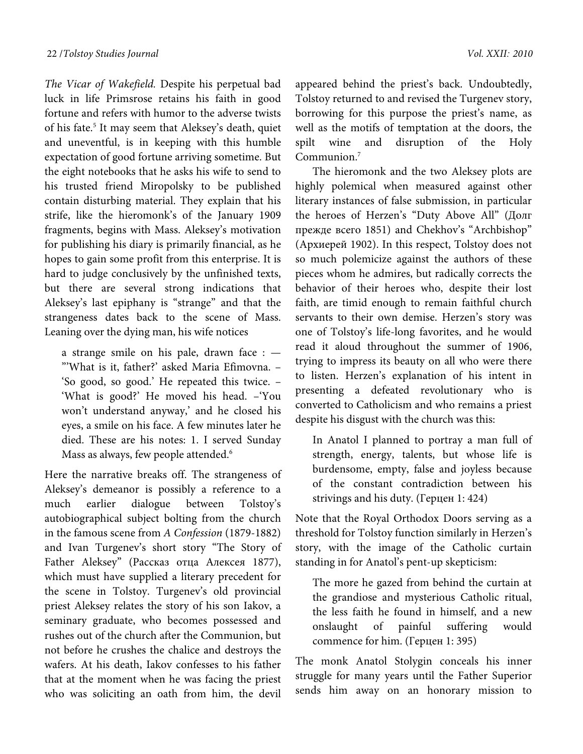*The Vicar of Wakefield.* Despite his perpetual bad luck in life Primsrose retains his faith in good fortune and refers with humor to the adverse twists of his fate.[5] It may seem that Aleksey's death, quiet and uneventful, is in keeping with this humble expectation of good fortune arriving sometime. But the eight notebooks that he asks his wife to send to his trusted friend Miropolsky to be published contain disturbing material. They explain that his strife, like the hieromonk's of the January 1909 fragments, begins with Mass. Aleksey's motivation for publishing his diary is primarily financial, as he hopes to gain some profit from this enterprise. It is hard to judge conclusively by the unfinished texts, but there are several strong indications that Aleksey's last epiphany is "strange" and that the strangeness dates back to the scene of Mass. Leaning over the dying man, his wife notices

> a strange smile on his pale, drawn face : — "'What is it, father?' asked Maria Efimovna. – 'So good, so good.' He repeated this twice. – 'What is good?' He moved his head. –'You won't understand anyway,' and he closed his eyes, a smile on his face. A few minutes later he died. These are his notes: 1. I served Sunday Mass as always, few people attended.[6]

Here the narrative breaks off. The strangeness of Aleksey's demeanor is possibly a reference to a much earlier dialogue between Tolstoy's autobiographical subject bolting from the church in the famous scene from *A Confession* (1879-1882) and Ivan Turgenev's short story "The Story of Father Aleksey" (Рассказ отца Алексея 1877), which must have supplied a literary precedent for the scene in Tolstoy. Turgenev's old provincial priest Aleksey relates the story of his son Iakov, a seminary graduate, who becomes possessed and rushes out of the church after the Communion, but not before he crushes the chalice and destroys the wafers. At his death, Iakov confesses to his father that at the moment when he was facing the priest who was soliciting an oath from him, the devil appeared behind the priest's back. Undoubtedly, Tolstoy returned to and revised the Turgenev story, borrowing for this purpose the priest's name, as well as the motifs of temptation at the doors, the spilt wine and disruption of the Holy Communion.[7]

The hieromonk and the two Aleksey plots are highly polemical when measured against other literary instances of false submission, in particular the heroes of Herzen's "Duty Above All" (Долг прежде всего 1851) and Chekhov's "Archbishop" (Архиерей 1902). In this respect, Tolstoy does not so much polemicize against the authors of these pieces whom he admires, but radically corrects the behavior of their heroes who, despite their lost faith, are timid enough to remain faithful church servants to their own demise. Herzen's story was one of Tolstoy's life-long favorites, and he would read it aloud throughout the summer of 1906, trying to impress its beauty on all who were there to listen. Herzen's explanation of his intent in presenting a defeated revolutionary who is converted to Catholicism and who remains a priest despite his disgust with the church was this:

> In Anatol I planned to portray a man full of strength, energy, talents, but whose life is burdensome, empty, false and joyless because of the constant contradiction between his strivings and his duty. (Герцен 1: 424)

Note that the Royal Orthodox Doors serving as a threshold for Tolstoy function similarly in Herzen's story, with the image of the Catholic curtain standing in for Anatol's pent-up skepticism:

> The more he gazed from behind the curtain at the grandiose and mysterious Catholic ritual, the less faith he found in himself, and a new onslaught of painful suffering would commence for him. (Герцен 1: 395)

The monk Anatol Stolygin conceals his inner struggle for many years until the Father Superior sends him away on an honorary mission to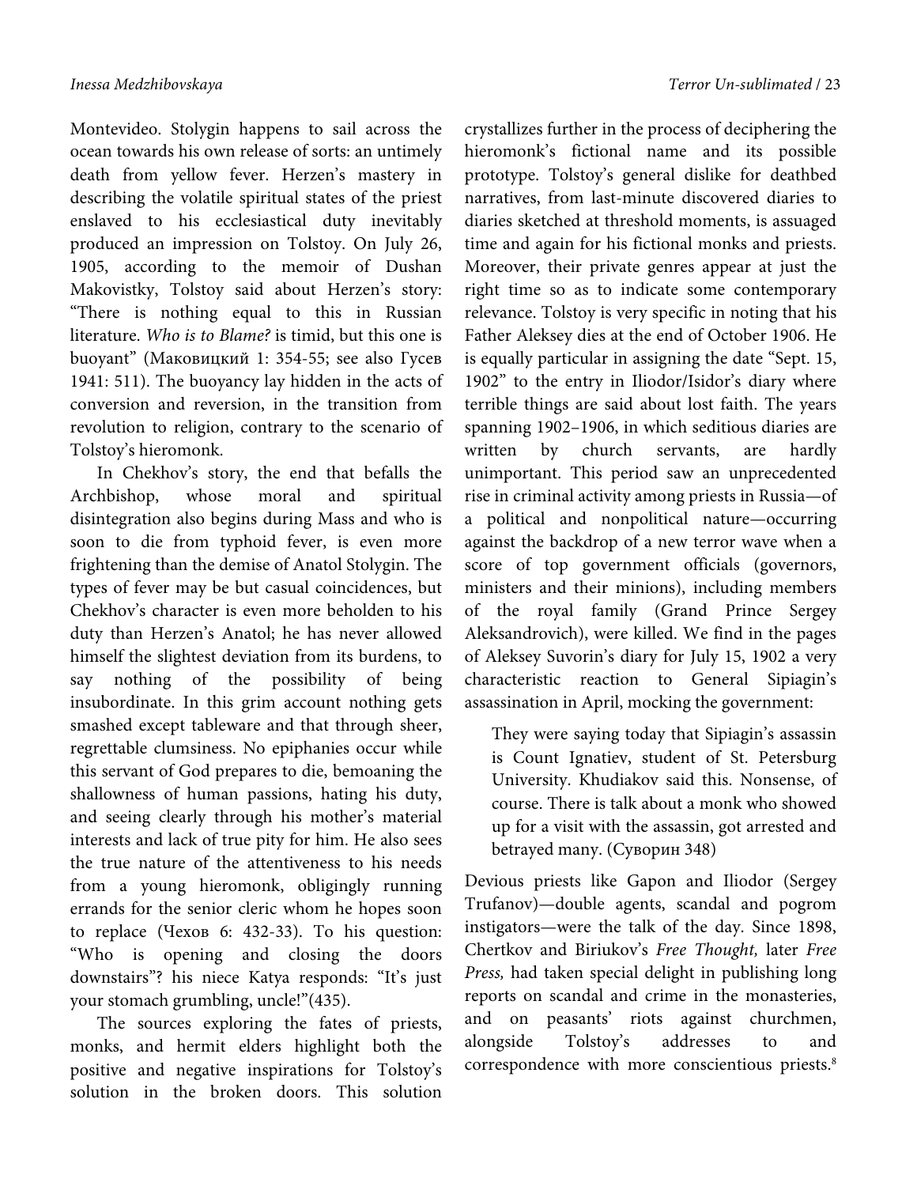Montevideo. Stolygin happens to sail across the ocean towards his own release of sorts: an untimely death from yellow fever. Herzen's mastery in describing the volatile spiritual states of the priest enslaved to his ecclesiastical duty inevitably produced an impression on Tolstoy. On July 26, 1905, according to the memoir of Dushan Makovistky, Tolstoy said about Herzen's story: "There is nothing equal to this in Russian literature. *Who is to Blame?* is timid, but this one is buoyant" (Маковицкий 1: 354-55; see also Гусев 1941: 511). The buoyancy lay hidden in the acts of conversion and reversion, in the transition from revolution to religion, contrary to the scenario of Tolstoy's hieromonk.

In Chekhov's story, the end that befalls the Archbishop, whose moral and spiritual disintegration also begins during Mass and who is soon to die from typhoid fever, is even more frightening than the demise of Anatol Stolygin. The types of fever may be but casual coincidences, but Chekhov's character is even more beholden to his duty than Herzen's Anatol; he has never allowed himself the slightest deviation from its burdens, to say nothing of the possibility of being insubordinate. In this grim account nothing gets smashed except tableware and that through sheer, regrettable clumsiness. No epiphanies occur while this servant of God prepares to die, bemoaning the shallowness of human passions, hating his duty, and seeing clearly through his mother's material interests and lack of true pity for him. He also sees the true nature of the attentiveness to his needs from a young hieromonk, obligingly running errands for the senior cleric whom he hopes soon to replace (Чехов 6: 432-33). To his question: "Who is opening and closing the doors downstairs"? his niece Katya responds: "It's just your stomach grumbling, uncle!"(435).

The sources exploring the fates of priests, monks, and hermit elders highlight both the positive and negative inspirations for Tolstoy's solution in the broken doors. This solution crystallizes further in the process of deciphering the hieromonk's fictional name and its possible prototype. Tolstoy's general dislike for deathbed narratives, from last-minute discovered diaries to diaries sketched at threshold moments, is assuaged time and again for his fictional monks and priests. Moreover, their private genres appear at just the right time so as to indicate some contemporary relevance. Tolstoy is very specific in noting that his Father Aleksey dies at the end of October 1906. He is equally particular in assigning the date "Sept. 15, 1902" to the entry in Iliodor/Isidor's diary where terrible things are said about lost faith. The years spanning 1902–1906, in which seditious diaries are written by church servants, are hardly unimportant. This period saw an unprecedented rise in criminal activity among priests in Russia—of a political and nonpolitical nature—occurring against the backdrop of a new terror wave when a score of top government officials (governors, ministers and their minions), including members of the royal family (Grand Prince Sergey Aleksandrovich), were killed. We find in the pages of Aleksey Suvorin's diary for July 15, 1902 a very characteristic reaction to General Sipiagin's assassination in April, mocking the government:

> They were saying today that Sipiagin's assassin is Count Ignatiev, student of St. Petersburg University. Khudiakov said this. Nonsense, of course. There is talk about a monk who showed up for a visit with the assassin, got arrested and betrayed many. (Суворин 348)

Devious priests like Gapon and Iliodor (Sergey Trufanov)—double agents, scandal and pogrom instigators—were the talk of the day. Since 1898, Chertkov and Biriukov's *Free Thought,* later *Free Press,* had taken special delight in publishing long reports on scandal and crime in the monasteries, and on peasants' riots against churchmen, alongside Tolstoy's addresses to and correspondence with more conscientious priests.[8]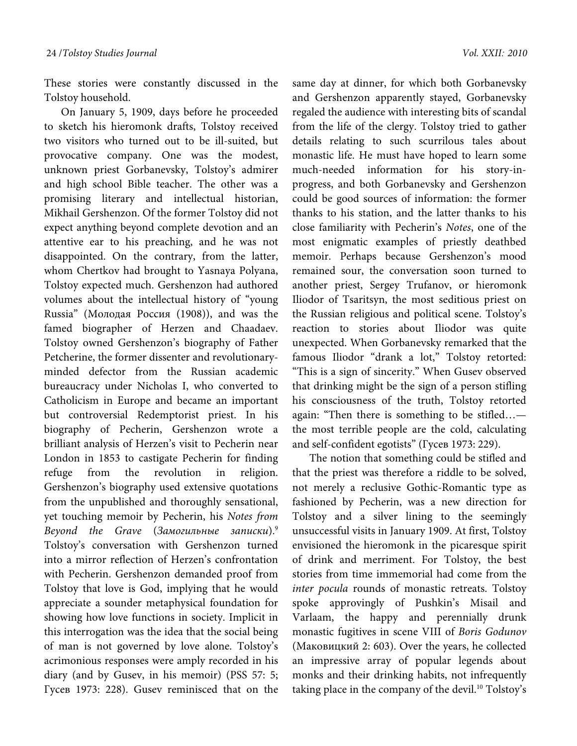These stories were constantly discussed in the Tolstoy household.

On January 5, 1909, days before he proceeded to sketch his hieromonk drafts, Tolstoy received two visitors who turned out to be ill-suited, but provocative company. One was the modest, unknown priest Gorbanevsky, Tolstoy's admirer and high school Bible teacher. The other was a promising literary and intellectual historian, Mikhail Gershenzon. Of the former Tolstoy did not expect anything beyond complete devotion and an attentive ear to his preaching, and he was not disappointed. On the contrary, from the latter, whom Chertkov had brought to Yasnaya Polyana, Tolstoy expected much. Gershenzon had authored volumes about the intellectual history of "young Russia" (Молодая Россия (1908)), and was the famed biographer of Herzen and Chaadaev. Tolstoy owned Gershenzon's biography of Father Petcherine, the former dissenter and revolutionary-minded defector from the Russian academic bureaucracy under Nicholas I, who converted to Catholicism in Europe and became an important but controversial Redemptorist priest. In his biography of Pecherin, Gershenzon wrote a brilliant analysis of Herzen's visit to Pecherin near London in 1853 to castigate Pecherin for finding refuge from the revolution in religion. Gershenzon's biography used extensive quotations from the unpublished and thoroughly sensational, yet touching memoir by Pecherin, his *Notes from Beyond the Grave* (*Замогильные записки*).[9] Tolstoy's conversation with Gershenzon turned into a mirror reflection of Herzen's confrontation with Pecherin. Gershenzon demanded proof from Tolstoy that love is God, implying that he would appreciate a sounder metaphysical foundation for showing how love functions in society. Implicit in this interrogation was the idea that the social being of man is not governed by love alone. Tolstoy's acrimonious responses were amply recorded in his diary (and by Gusev, in his memoir) (PSS 57: 5; Гусев 1973: 228). Gusev reminisced that on the same day at dinner, for which both Gorbanevsky and Gershenzon apparently stayed, Gorbanevsky regaled the audience with interesting bits of scandal from the life of the clergy. Tolstoy tried to gather details relating to such scurrilous tales about monastic life. He must have hoped to learn some much-needed information for his story-in-progress, and both Gorbanevsky and Gershenzon could be good sources of information: the former thanks to his station, and the latter thanks to his close familiarity with Pecherin's *Notes*, one of the most enigmatic examples of priestly deathbed memoir. Perhaps because Gershenzon's mood remained sour, the conversation soon turned to another priest, Sergey Trufanov, or hieromonk Iliodor of Tsaritsyn, the most seditious priest on the Russian religious and political scene. Tolstoy's reaction to stories about Iliodor was quite unexpected. When Gorbanevsky remarked that the famous Iliodor "drank a lot," Tolstoy retorted: "This is a sign of sincerity." When Gusev observed that drinking might be the sign of a person stifling his consciousness of the truth, Tolstoy retorted again: "Then there is something to be stifled…—the most terrible people are the cold, calculating and self-confident egotists" (Гусев 1973: 229).

The notion that something could be stifled and that the priest was therefore a riddle to be solved, not merely a reclusive Gothic-Romantic type as fashioned by Pecherin, was a new direction for Tolstoy and a silver lining to the seemingly unsuccessful visits in January 1909. At first, Tolstoy envisioned the hieromonk in the picaresque spirit of drink and merriment. For Tolstoy, the best stories from time immemorial had come from the *inter pocula* rounds of monastic retreats. Tolstoy spoke approvingly of Pushkin's Misail and Varlaam, the happy and perennially drunk monastic fugitives in scene VIII of *Boris Godunov* (Маковицкий 2: 603). Over the years, he collected an impressive array of popular legends about monks and their drinking habits, not infrequently taking place in the company of the devil.[10] Tolstoy's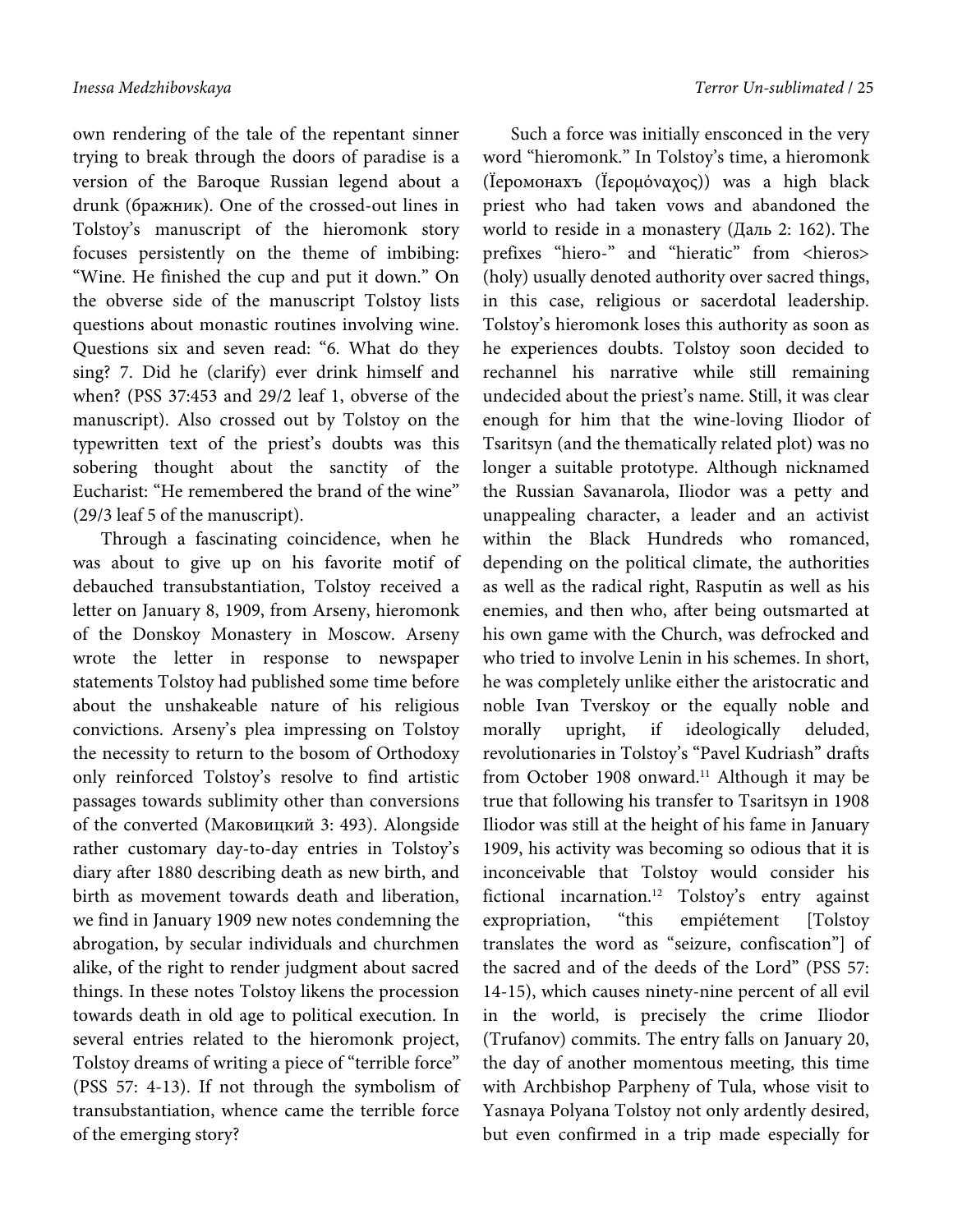own rendering of the tale of the repentant sinner trying to break through the doors of paradise is a version of the Baroque Russian legend about a drunk (бражник). One of the crossed-out lines in Tolstoy's manuscript of the hieromonk story focuses persistently on the theme of imbibing: "Wine. He finished the cup and put it down." On the obverse side of the manuscript Tolstoy lists questions about monastic routines involving wine. Questions six and seven read: "6. What do they sing? 7. Did he (clarify) ever drink himself and when? (PSS 37:453 and 29/2 leaf 1, obverse of the manuscript). Also crossed out by Tolstoy on the typewritten text of the priest's doubts was this sobering thought about the sanctity of the Eucharist: "He remembered the brand of the wine" (29/3 leaf 5 of the manuscript).

Through a fascinating coincidence, when he was about to give up on his favorite motif of debauched transubstantiation, Tolstoy received a letter on January 8, 1909, from Arseny, hieromonk of the Donskoy Monastery in Moscow. Arseny wrote the letter in response to newspaper statements Tolstoy had published some time before about the unshakeable nature of his religious convictions. Arseny's plea impressing on Tolstoy the necessity to return to the bosom of Orthodoxy only reinforced Tolstoy's resolve to find artistic passages towards sublimity other than conversions of the converted (Маковицкий 3: 493). Alongside rather customary day-to-day entries in Tolstoy's diary after 1880 describing death as new birth, and birth as movement towards death and liberation, we find in January 1909 new notes condemning the abrogation, by secular individuals and churchmen alike, of the right to render judgment about sacred things. In these notes Tolstoy likens the procession towards death in old age to political execution. In several entries related to the hieromonk project, Tolstoy dreams of writing a piece of "terrible force" (PSS 57: 4-13). If not through the symbolism of transubstantiation, whence came the terrible force of the emerging story?

Such a force was initially ensconced in the very word "hieromonk." In Tolstoy's time, a hieromonk (Їеромонахъ (Ἱερομόναχος)) was a high black priest who had taken vows and abandoned the world to reside in a monastery (Даль 2: 162). The prefixes "hiero-" and "hieratic" from <hieros> (holy) usually denoted authority over sacred things, in this case, religious or sacerdotal leadership. Tolstoy's hieromonk loses this authority as soon as he experiences doubts. Tolstoy soon decided to rechannel his narrative while still remaining undecided about the priest's name. Still, it was clear enough for him that the wine-loving Iliodor of Tsaritsyn (and the thematically related plot) was no longer a suitable prototype. Although nicknamed the Russian Savanarola, Iliodor was a petty and unappealing character, a leader and an activist within the Black Hundreds who romanced, depending on the political climate, the authorities as well as the radical right, Rasputin as well as his enemies, and then who, after being outsmarted at his own game with the Church, was defrocked and who tried to involve Lenin in his schemes. In short, he was completely unlike either the aristocratic and noble Ivan Tverskoy or the equally noble and morally upright, if ideologically deluded, revolutionaries in Tolstoy's "Pavel Kudriash" drafts from October 1908 onward.[11] Although it may be true that following his transfer to Tsaritsyn in 1908 Iliodor was still at the height of his fame in January 1909, his activity was becoming so odious that it is inconceivable that Tolstoy would consider his fictional incarnation.[12] Tolstoy's entry against expropriation, "this empiétement [Tolstoy translates the word as "seizure, confiscation"] of the sacred and of the deeds of the Lord" (PSS 57: 14-15), which causes ninety-nine percent of all evil in the world, is precisely the crime Iliodor (Trufanov) commits. The entry falls on January 20, the day of another momentous meeting, this time with Archbishop Parpheny of Tula, whose visit to Yasnaya Polyana Tolstoy not only ardently desired, but even confirmed in a trip made especially for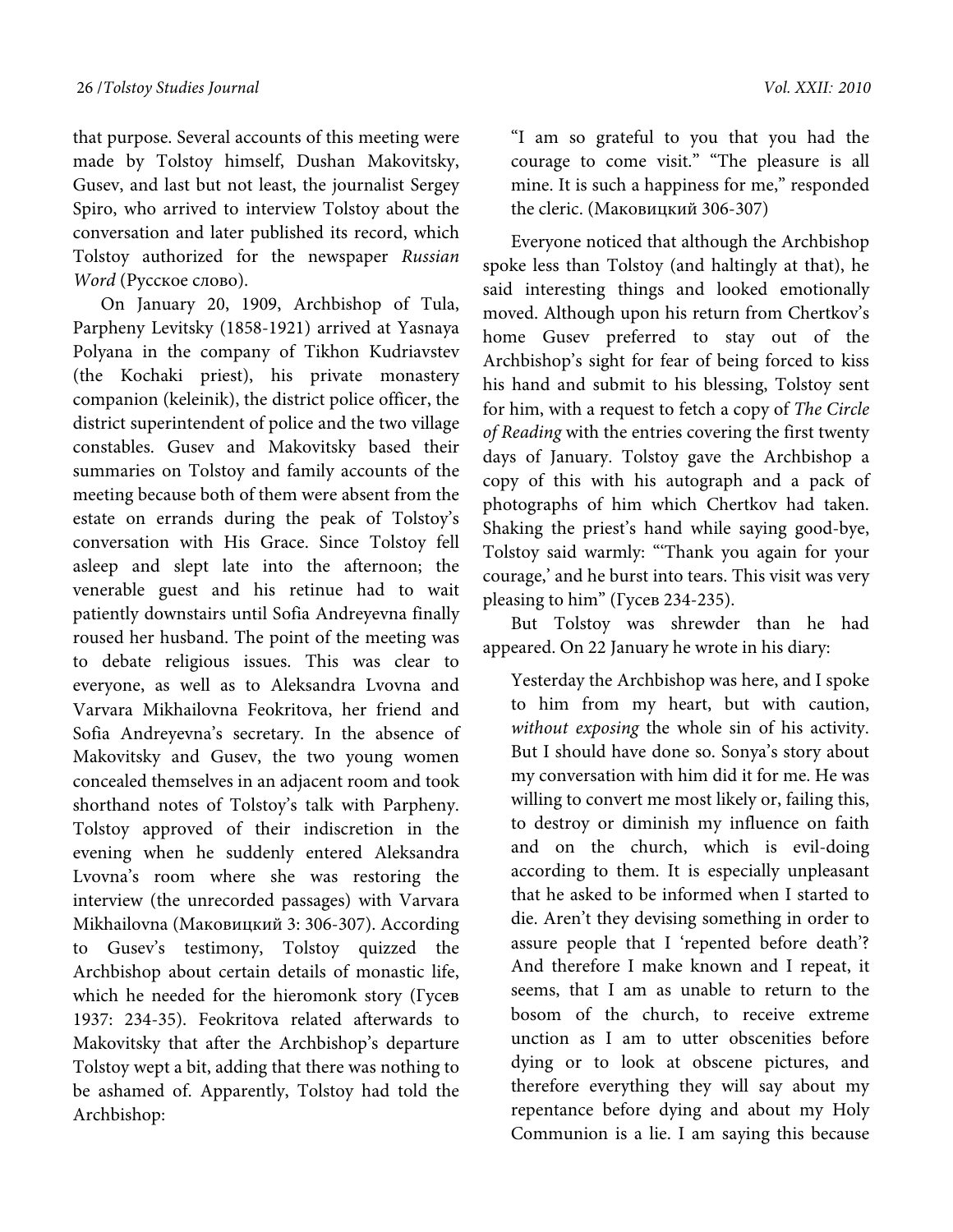that purpose. Several accounts of this meeting were made by Tolstoy himself, Dushan Makovitsky, Gusev, and last but not least, the journalist Sergey Spiro, who arrived to interview Tolstoy about the conversation and later published its record, which Tolstoy authorized for the newspaper *Russian Word* (Русское слово).

On January 20, 1909, Archbishop of Tula, Parpheny Levitsky (1858-1921) arrived at Yasnaya Polyana in the company of Tikhon Kudriavstev (the Kochaki priest), his private monastery companion (keleinik), the district police officer, the district superintendent of police and the two village constables. Gusev and Makovitsky based their summaries on Tolstoy and family accounts of the meeting because both of them were absent from the estate on errands during the peak of Tolstoy's conversation with His Grace. Since Tolstoy fell asleep and slept late into the afternoon; the venerable guest and his retinue had to wait patiently downstairs until Sofia Andreyevna finally roused her husband. The point of the meeting was to debate religious issues. This was clear to everyone, as well as to Aleksandra Lvovna and Varvara Mikhailovna Feokritova, her friend and Sofia Andreyevna's secretary. In the absence of Makovitsky and Gusev, the two young women concealed themselves in an adjacent room and took shorthand notes of Tolstoy's talk with Parpheny. Tolstoy approved of their indiscretion in the evening when he suddenly entered Aleksandra Lvovna's room where she was restoring the interview (the unrecorded passages) with Varvara Mikhailovna (Маковицкий 3: 306-307). According to Gusev's testimony, Tolstoy quizzed the Archbishop about certain details of monastic life, which he needed for the hieromonk story (Гусев 1937: 234-35). Feokritova related afterwards to Makovitsky that after the Archbishop's departure Tolstoy wept a bit, adding that there was nothing to be ashamed of. Apparently, Tolstoy had told the Archbishop:

> "I am so grateful to you that you had the courage to come visit." "The pleasure is all mine. It is such a happiness for me," responded the cleric. (Маковицкий 306-307)

Everyone noticed that although the Archbishop spoke less than Tolstoy (and haltingly at that), he said interesting things and looked emotionally moved. Although upon his return from Chertkov's home Gusev preferred to stay out of the Archbishop's sight for fear of being forced to kiss his hand and submit to his blessing, Tolstoy sent for him, with a request to fetch a copy of *The Circle of Reading* with the entries covering the first twenty days of January. Tolstoy gave the Archbishop a copy of this with his autograph and a pack of photographs of him which Chertkov had taken. Shaking the priest's hand while saying good-bye, Tolstoy said warmly: "'Thank you again for your courage,' and he burst into tears. This visit was very pleasing to him" (Гусев 234-235).

But Tolstoy was shrewder than he had appeared. On 22 January he wrote in his diary:

> Yesterday the Archbishop was here, and I spoke to him from my heart, but with caution, *without exposing* the whole sin of his activity. But I should have done so. Sonya's story about my conversation with him did it for me. He was willing to convert me most likely or, failing this, to destroy or diminish my influence on faith and on the church, which is evil-doing according to them. It is especially unpleasant that he asked to be informed when I started to die. Aren't they devising something in order to assure people that I 'repented before death'? And therefore I make known and I repeat, it seems, that I am as unable to return to the bosom of the church, to receive extreme unction as I am to utter obscenities before dying or to look at obscene pictures, and therefore everything they will say about my repentance before dying and about my Holy Communion is a lie. I am saying this because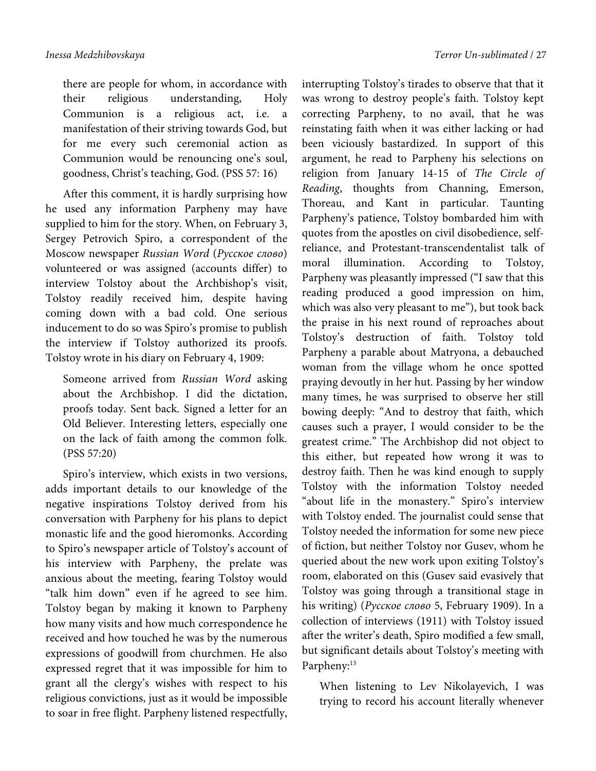there are people for whom, in accordance with their religious understanding, Holy Communion is a religious act, i.e. a manifestation of their striving towards God, but for me every such ceremonial action as Communion would be renouncing one's soul, goodness, Christ's teaching, God. (PSS 57: 16)

After this comment, it is hardly surprising how he used any information Parpheny may have supplied to him for the story. When, on February 3, Sergey Petrovich Spiro, a correspondent of the Moscow newspaper *Russian Word* (*Русское слово*) volunteered or was assigned (accounts differ) to interview Tolstoy about the Archbishop's visit, Tolstoy readily received him, despite having coming down with a bad cold. One serious inducement to do so was Spiro's promise to publish the interview if Tolstoy authorized its proofs. Tolstoy wrote in his diary on February 4, 1909:

> Someone arrived from *Russian Word* asking about the Archbishop. I did the dictation, proofs today. Sent back. Signed a letter for an Old Believer. Interesting letters, especially one on the lack of faith among the common folk. (PSS 57:20)

Spiro's interview, which exists in two versions, adds important details to our knowledge of the negative inspirations Tolstoy derived from his conversation with Parpheny for his plans to depict monastic life and the good hieromonks. According to Spiro's newspaper article of Tolstoy's account of his interview with Parpheny, the prelate was anxious about the meeting, fearing Tolstoy would "talk him down" even if he agreed to see him. Tolstoy began by making it known to Parpheny how many visits and how much correspondence he received and how touched he was by the numerous expressions of goodwill from churchmen. He also expressed regret that it was impossible for him to grant all the clergy's wishes with respect to his religious convictions, just as it would be impossible to soar in free flight. Parpheny listened respectfully, interrupting Tolstoy's tirades to observe that that it was wrong to destroy people's faith. Tolstoy kept correcting Parpheny, to no avail, that he was reinstating faith when it was either lacking or had been viciously bastardized. In support of this argument, he read to Parpheny his selections on religion from January 14-15 of *The Circle of Reading*, thoughts from Channing, Emerson, Thoreau, and Kant in particular. Taunting Parpheny's patience, Tolstoy bombarded him with quotes from the apostles on civil disobedience, self-reliance, and Protestant-transcendentalist talk of moral illumination. According to Tolstoy, Parpheny was pleasantly impressed ("I saw that this reading produced a good impression on him, which was also very pleasant to me"), but took back the praise in his next round of reproaches about Tolstoy's destruction of faith. Tolstoy told Parpheny a parable about Matryona, a debauched woman from the village whom he once spotted praying devoutly in her hut. Passing by her window many times, he was surprised to observe her still bowing deeply: "And to destroy that faith, which causes such a prayer, I would consider to be the greatest crime." The Archbishop did not object to this either, but repeated how wrong it was to destroy faith. Then he was kind enough to supply Tolstoy with the information Tolstoy needed "about life in the monastery." Spiro's interview with Tolstoy ended. The journalist could sense that Tolstoy needed the information for some new piece of fiction, but neither Tolstoy nor Gusev, whom he queried about the new work upon exiting Tolstoy's room, elaborated on this (Gusev said evasively that Tolstoy was going through a transitional stage in his writing) (*Русское слово* 5, February 1909). In a collection of interviews (1911) with Tolstoy issued after the writer's death, Spiro modified a few small, but significant details about Tolstoy's meeting with Parpheny:[13]

> When listening to Lev Nikolayevich, I was trying to record his account literally whenever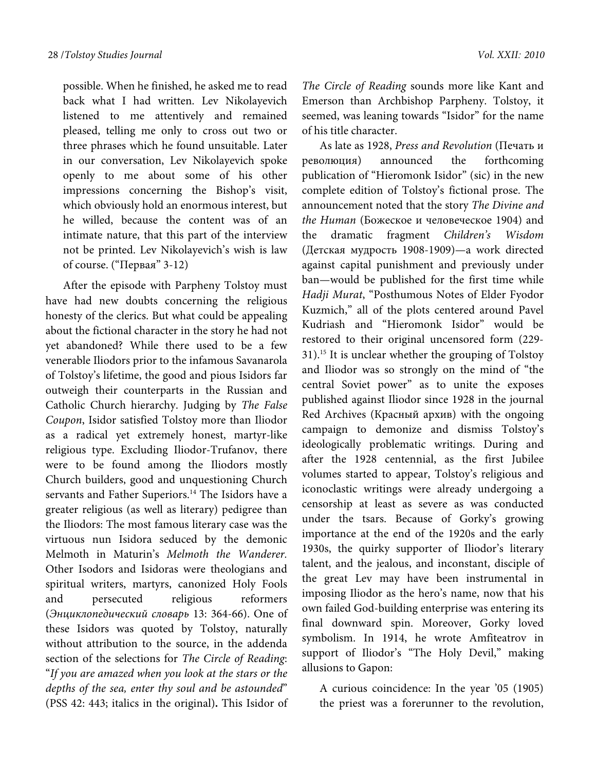> possible. When he finished, he asked me to read back what I had written. Lev Nikolayevich listened to me attentively and remained pleased, telling me only to cross out two or three phrases which he found unsuitable. Later in our conversation, Lev Nikolayevich spoke openly to me about some of his other impressions concerning the Bishop's visit, which obviously hold an enormous interest, but he willed, because the content was of an intimate nature, that this part of the interview not be printed. Lev Nikolayevich's wish is law of course. ("Первая" 3-12)

After the episode with Parpheny Tolstoy must have had new doubts concerning the religious honesty of the clerics. But what could be appealing about the fictional character in the story he had not yet abandoned? While there used to be a few venerable Iliodors prior to the infamous Savanarola of Tolstoy's lifetime, the good and pious Isidors far outweigh their counterparts in the Russian and Catholic Church hierarchy. Judging by *The False Coupon*, Isidor satisfied Tolstoy more than Iliodor as a radical yet extremely honest, martyr-like religious type. Excluding Iliodor-Trufanov, there were to be found among the Iliodors mostly Church builders, good and unquestioning Church servants and Father Superiors.[14] The Isidors have a greater religious (as well as literary) pedigree than the Iliodors: The most famous literary case was the virtuous nun Isidora seduced by the demonic Melmoth in Maturin's *Melmoth the Wanderer*. Other Isodors and Isidoras were theologians and spiritual writers, martyrs, canonized Holy Fools and persecuted religious reformers (*Энциклопедический словарь* 13: 364-66). One of these Isidors was quoted by Tolstoy, naturally without attribution to the source, in the addenda section of the selections for *The Circle of Reading*: "*If you are amazed when you look at the stars or the depths of the sea, enter thy soul and be astounded*" (PSS 42: 443; italics in the original)**.** This Isidor of *The Circle of Reading* sounds more like Kant and Emerson than Archbishop Parpheny. Tolstoy, it seemed, was leaning towards "Isidor" for the name of his title character.

As late as 1928, *Press and Revolution* (Печать и революция) announced the forthcoming publication of "Hieromonk Isidor" (sic) in the new complete edition of Tolstoy's fictional prose. The announcement noted that the story *The Divine and the Human* (Божеское и человеческое 1904) and the dramatic fragment *Children's Wisdom* (Детская мудрость 1908-1909)—a work directed against capital punishment and previously under ban—would be published for the first time while *Hadji Murat*, "Posthumous Notes of Elder Fyodor Kuzmich," all of the plots centered around Pavel Kudriash and "Hieromonk Isidor" would be restored to their original uncensored form (229-31).[15] It is unclear whether the grouping of Tolstoy and Iliodor was so strongly on the mind of "the central Soviet power" as to unite the exposes published against Iliodor since 1928 in the journal Red Archives (Красный архив) with the ongoing campaign to demonize and dismiss Tolstoy's ideologically problematic writings. During and after the 1928 centennial, as the first Jubilee volumes started to appear, Tolstoy's religious and iconoclastic writings were already undergoing a censorship at least as severe as was conducted under the tsars. Because of Gorky's growing importance at the end of the 1920s and the early 1930s, the quirky supporter of Iliodor's literary talent, and the jealous, and inconstant, disciple of the great Lev may have been instrumental in imposing Iliodor as the hero's name, now that his own failed God-building enterprise was entering its final downward spin. Moreover, Gorky loved symbolism. In 1914, he wrote Amfiteatrov in support of Iliodor's "The Holy Devil," making allusions to Gapon:

> A curious coincidence: In the year '05 (1905) the priest was a forerunner to the revolution,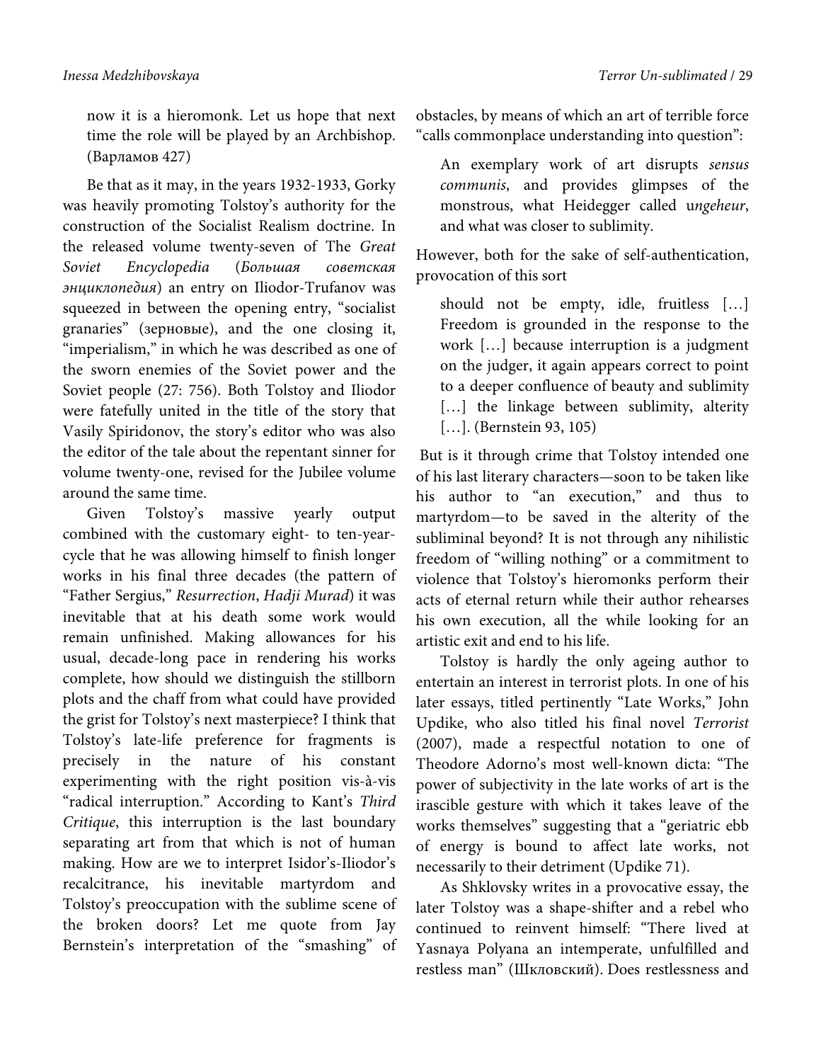> now it is a hieromonk. Let us hope that next time the role will be played by an Archbishop. (Варламов 427)

Be that as it may, in the years 1932-1933, Gorky was heavily promoting Tolstoy's authority for the construction of the Socialist Realism doctrine. In the released volume twenty-seven of The *Great Soviet Encyclopedia* (*Большая советская энциклопедия*) an entry on Iliodor-Trufanov was squeezed in between the opening entry, "socialist granaries" (зерновые), and the one closing it, "imperialism," in which he was described as one of the sworn enemies of the Soviet power and the Soviet people (27: 756). Both Tolstoy and Iliodor were fatefully united in the title of the story that Vasily Spiridonov, the story's editor who was also the editor of the tale about the repentant sinner for volume twenty-one, revised for the Jubilee volume around the same time.

Given Tolstoy's massive yearly output combined with the customary eight- to ten-year-cycle that he was allowing himself to finish longer works in his final three decades (the pattern of "Father Sergius," *Resurrection*, *Hadji Murad*) it was inevitable that at his death some work would remain unfinished. Making allowances for his usual, decade-long pace in rendering his works complete, how should we distinguish the stillborn plots and the chaff from what could have provided the grist for Tolstoy's next masterpiece? I think that Tolstoy's late-life preference for fragments is precisely in the nature of his constant experimenting with the right position vis-à-vis "radical interruption." According to Kant's *Third Critique*, this interruption is the last boundary separating art from that which is not of human making. How are we to interpret Isidor's-Iliodor's recalcitrance, his inevitable martyrdom and Tolstoy's preoccupation with the sublime scene of the broken doors? Let me quote from Jay Bernstein's interpretation of the "smashing" of obstacles, by means of which an art of terrible force "calls commonplace understanding into question":

> An exemplary work of art disrupts *sensus communis*, and provides glimpses of the monstrous, what Heidegger called u*ngeheur*, and what was closer to sublimity.

However, both for the sake of self-authentication, provocation of this sort

> should not be empty, idle, fruitless […] Freedom is grounded in the response to the work […] because interruption is a judgment on the judger, it again appears correct to point to a deeper confluence of beauty and sublimity […] the linkage between sublimity, alterity […]. (Bernstein 93, 105)

But is it through crime that Tolstoy intended one of his last literary characters—soon to be taken like his author to "an execution," and thus to martyrdom—to be saved in the alterity of the subliminal beyond? It is not through any nihilistic freedom of "willing nothing" or a commitment to violence that Tolstoy's hieromonks perform their acts of eternal return while their author rehearses his own execution, all the while looking for an artistic exit and end to his life.

Tolstoy is hardly the only ageing author to entertain an interest in terrorist plots. In one of his later essays, titled pertinently "Late Works," John Updike, who also titled his final novel *Terrorist* (2007), made a respectful notation to one of Theodore Adorno's most well-known dicta: "The power of subjectivity in the late works of art is the irascible gesture with which it takes leave of the works themselves" suggesting that a "geriatric ebb of energy is bound to affect late works, not necessarily to their detriment (Updike 71).

As Shklovsky writes in a provocative essay, the later Tolstoy was a shape-shifter and a rebel who continued to reinvent himself: "There lived at Yasnaya Polyana an intemperate, unfulfilled and restless man" (Шкловский). Does restlessness and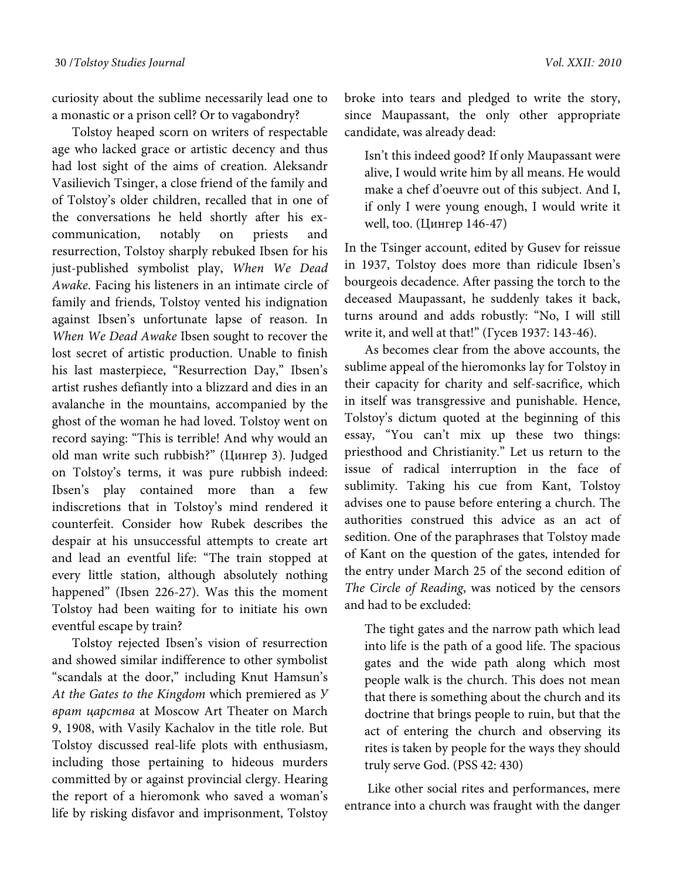curiosity about the sublime necessarily lead one to a monastic or a prison cell? Or to vagabondry?

Tolstoy heaped scorn on writers of respectable age who lacked grace or artistic decency and thus had lost sight of the aims of creation. Aleksandr Vasilievich Tsinger, a close friend of the family and of Tolstoy's older children, recalled that in one of the conversations he held shortly after his ex-communication, notably on priests and resurrection, Tolstoy sharply rebuked Ibsen for his just-published symbolist play, *When We Dead Awake*. Facing his listeners in an intimate circle of family and friends, Tolstoy vented his indignation against Ibsen's unfortunate lapse of reason. In *When We Dead Awake* Ibsen sought to recover the lost secret of artistic production. Unable to finish his last masterpiece, "Resurrection Day," Ibsen's artist rushes defiantly into a blizzard and dies in an avalanche in the mountains, accompanied by the ghost of the woman he had loved. Tolstoy went on record saying: "This is terrible! And why would an old man write such rubbish?" (Цингер 3). Judged on Tolstoy's terms, it was pure rubbish indeed: Ibsen's play contained more than a few indiscretions that in Tolstoy's mind rendered it counterfeit. Consider how Rubek describes the despair at his unsuccessful attempts to create art and lead an eventful life: "The train stopped at every little station, although absolutely nothing happened" (Ibsen 226-27). Was this the moment Tolstoy had been waiting for to initiate his own eventful escape by train?

Tolstoy rejected Ibsen's vision of resurrection and showed similar indifference to other symbolist "scandals at the door," including Knut Hamsun's *At the Gates to the Kingdom* which premiered as *У врат царства* at Moscow Art Theater on March 9, 1908, with Vasily Kachalov in the title role. But Tolstoy discussed real-life plots with enthusiasm, including those pertaining to hideous murders committed by or against provincial clergy. Hearing the report of a hieromonk who saved a woman's life by risking disfavor and imprisonment, Tolstoy broke into tears and pledged to write the story, since Maupassant, the only other appropriate candidate, was already dead:

> Isn't this indeed good? If only Maupassant were alive, I would write him by all means. He would make a chef d'oeuvre out of this subject. And I, if only I were young enough, I would write it well, too. (Цингер 146-47)

In the Tsinger account, edited by Gusev for reissue in 1937, Tolstoy does more than ridicule Ibsen's bourgeois decadence. After passing the torch to the deceased Maupassant, he suddenly takes it back, turns around and adds robustly: "No, I will still write it, and well at that!" (Гусев 1937: 143-46).

As becomes clear from the above accounts, the sublime appeal of the hieromonks lay for Tolstoy in their capacity for charity and self-sacrifice, which in itself was transgressive and punishable. Hence, Tolstoy's dictum quoted at the beginning of this essay, "You can't mix up these two things: priesthood and Christianity." Let us return to the issue of radical interruption in the face of sublimity. Taking his cue from Kant, Tolstoy advises one to pause before entering a church. The authorities construed this advice as an act of sedition. One of the paraphrases that Tolstoy made of Kant on the question of the gates, intended for the entry under March 25 of the second edition of *The Circle of Reading*, was noticed by the censors and had to be excluded:

> The tight gates and the narrow path which lead into life is the path of a good life. The spacious gates and the wide path along which most people walk is the church. This does not mean that there is something about the church and its doctrine that brings people to ruin, but that the act of entering the church and observing its rites is taken by people for the ways they should truly serve God. (PSS 42: 430)

Like other social rites and performances, mere entrance into a church was fraught with the danger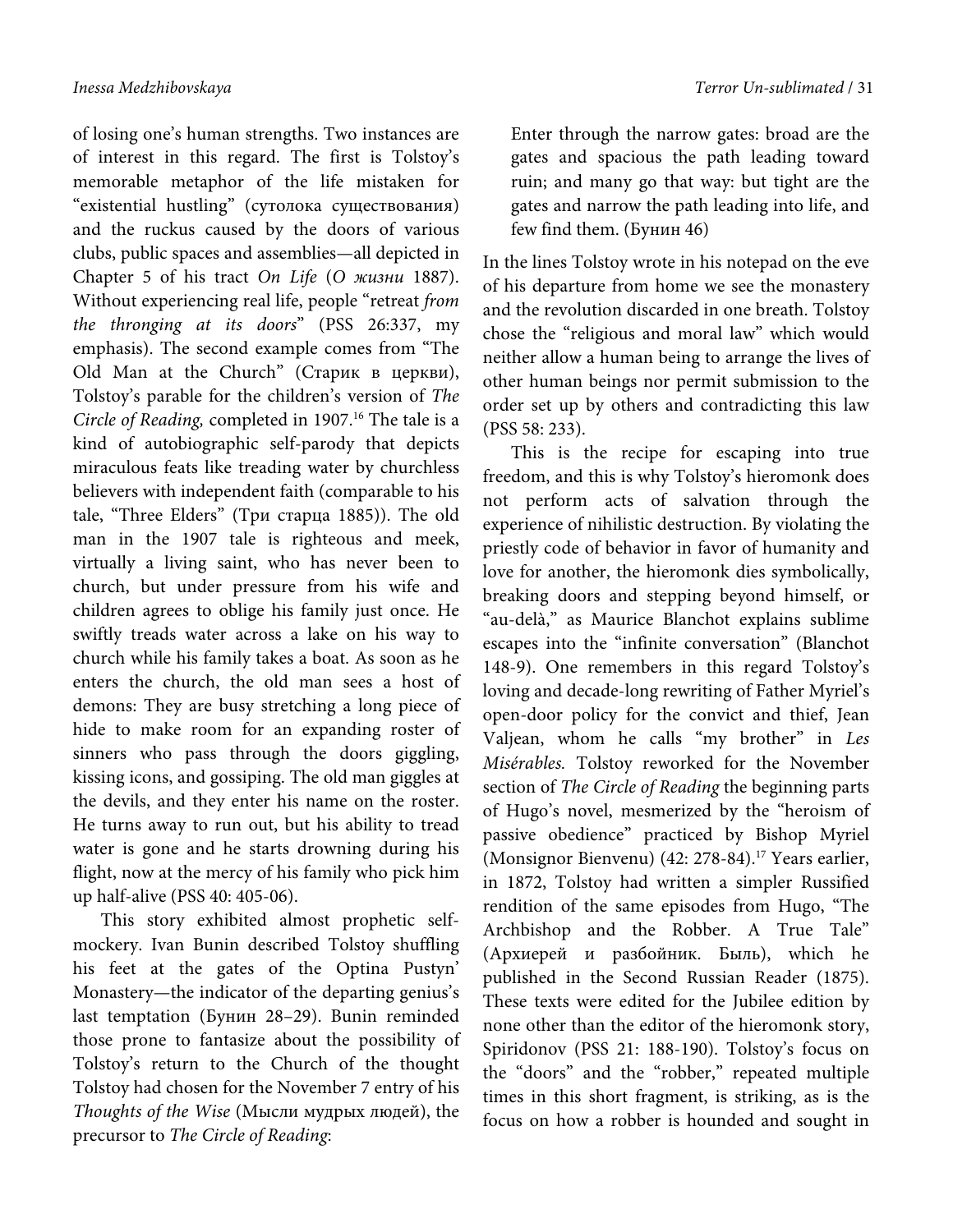of losing one's human strengths. Two instances are of interest in this regard. The first is Tolstoy's memorable metaphor of the life mistaken for "existential hustling" (сутолока существования) and the ruckus caused by the doors of various clubs, public spaces and assemblies—all depicted in Chapter 5 of his tract *On Life* (*О жизни* 1887). Without experiencing real life, people "retreat *from the thronging at its doors*" (PSS 26:337, my emphasis). The second example comes from "The Old Man at the Church" (Старик в церкви), Tolstoy's parable for the children's version of *The Circle of Reading,* completed in 1907.[16] The tale is a kind of autobiographic self-parody that depicts miraculous feats like treading water by churchless believers with independent faith (comparable to his tale, "Three Elders" (Три старца 1885)). The old man in the 1907 tale is righteous and meek, virtually a living saint, who has never been to church, but under pressure from his wife and children agrees to oblige his family just once. He swiftly treads water across a lake on his way to church while his family takes a boat. As soon as he enters the church, the old man sees a host of demons: They are busy stretching a long piece of hide to make room for an expanding roster of sinners who pass through the doors giggling, kissing icons, and gossiping. The old man giggles at the devils, and they enter his name on the roster. He turns away to run out, but his ability to tread water is gone and he starts drowning during his flight, now at the mercy of his family who pick him up half-alive (PSS 40: 405-06).

This story exhibited almost prophetic self-mockery. Ivan Bunin described Tolstoy shuffling his feet at the gates of the Optina Pustyn' Monastery—the indicator of the departing genius's last temptation (Бунин 28–29). Bunin reminded those prone to fantasize about the possibility of Tolstoy's return to the Church of the thought Tolstoy had chosen for the November 7 entry of his *Thoughts of the Wise* (Мысли мудрых людей), the precursor to *The Circle of Reading*:

> Enter through the narrow gates: broad are the gates and spacious the path leading toward ruin; and many go that way: but tight are the gates and narrow the path leading into life, and few find them. (Бунин 46)

In the lines Tolstoy wrote in his notepad on the eve of his departure from home we see the monastery and the revolution discarded in one breath. Tolstoy chose the "religious and moral law" which would neither allow a human being to arrange the lives of other human beings nor permit submission to the order set up by others and contradicting this law (PSS 58: 233).

This is the recipe for escaping into true freedom, and this is why Tolstoy's hieromonk does not perform acts of salvation through the experience of nihilistic destruction. By violating the priestly code of behavior in favor of humanity and love for another, the hieromonk dies symbolically, breaking doors and stepping beyond himself, or "au-delà," as Maurice Blanchot explains sublime escapes into the "infinite conversation" (Blanchot 148-9). One remembers in this regard Tolstoy's loving and decade-long rewriting of Father Myriel's open-door policy for the convict and thief, Jean Valjean, whom he calls "my brother" in *Les Misérables.* Tolstoy reworked for the November section of *The Circle of Reading* the beginning parts of Hugo's novel, mesmerized by the "heroism of passive obedience" practiced by Bishop Myriel (Monsignor Bienvenu) (42: 278-84).[17] Years earlier, in 1872, Tolstoy had written a simpler Russified rendition of the same episodes from Hugo, "The Archbishop and the Robber. A True Tale" (Архиерей и разбойник. Быль), which he published in the Second Russian Reader (1875). These texts were edited for the Jubilee edition by none other than the editor of the hieromonk story, Spiridonov (PSS 21: 188-190). Tolstoy's focus on the "doors" and the "robber," repeated multiple times in this short fragment, is striking, as is the focus on how a robber is hounded and sought in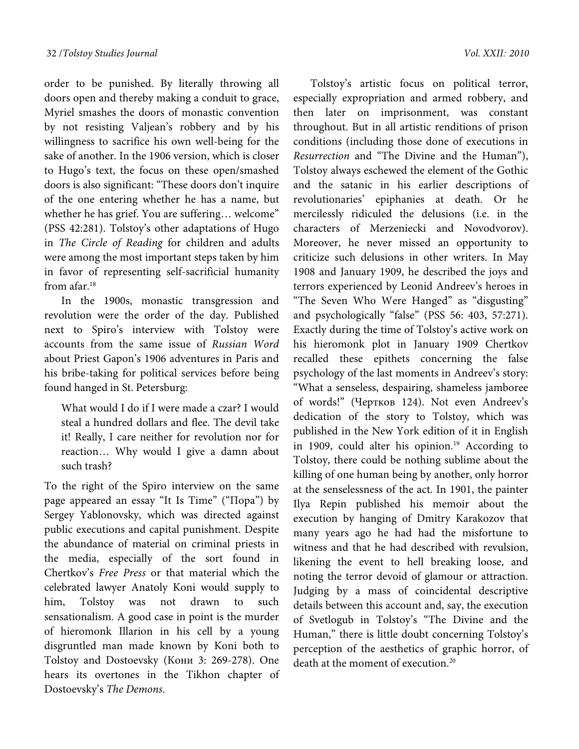order to be punished. By literally throwing all doors open and thereby making a conduit to grace, Myriel smashes the doors of monastic convention by not resisting Valjean's robbery and by his willingness to sacrifice his own well-being for the sake of another. In the 1906 version, which is closer to Hugo's text, the focus on these open/smashed doors is also significant: "These doors don't inquire of the one entering whether he has a name, but whether he has grief. You are suffering… welcome" (PSS 42:281). Tolstoy's other adaptations of Hugo in *The Circle of Reading* for children and adults were among the most important steps taken by him in favor of representing self-sacrificial humanity from afar.[18]

In the 1900s, monastic transgression and revolution were the order of the day. Published next to Spiro's interview with Tolstoy were accounts from the same issue of *Russian Word* about Priest Gapon's 1906 adventures in Paris and his bribe-taking for political services before being found hanged in St. Petersburg:

> What would I do if I were made a czar? I would steal a hundred dollars and flee. The devil take it! Really, I care neither for revolution nor for reaction… Why would I give a damn about such trash?

To the right of the Spiro interview on the same page appeared an essay "It Is Time" ("Пора") by Sergey Yablonovsky, which was directed against public executions and capital punishment. Despite the abundance of material on criminal priests in the media, especially of the sort found in Chertkov's *Free Press* or that material which the celebrated lawyer Anatoly Koni would supply to him, Tolstoy was not drawn to such sensationalism. A good case in point is the murder of hieromonk Illarion in his cell by a young disgruntled man made known by Koni both to Tolstoy and Dostoevsky (Кони 3: 269-278). One hears its overtones in the Tikhon chapter of Dostoevsky's *The Demons*.

Tolstoy's artistic focus on political terror, especially expropriation and armed robbery, and then later on imprisonment, was constant throughout. But in all artistic renditions of prison conditions (including those done of executions in *Resurrection* and "The Divine and the Human"), Tolstoy always eschewed the element of the Gothic and the satanic in his earlier descriptions of revolutionaries' epiphanies at death. Or he mercilessly ridiculed the delusions (i.e. in the characters of Merzeniecki and Novodvorov). Moreover, he never missed an opportunity to criticize such delusions in other writers. In May 1908 and January 1909, he described the joys and terrors experienced by Leonid Andreev's heroes in "The Seven Who Were Hanged" as "disgusting" and psychologically "false" (PSS 56: 403, 57:271). Exactly during the time of Tolstoy's active work on his hieromonk plot in January 1909 Chertkov recalled these epithets concerning the false psychology of the last moments in Andreev's story: "What a senseless, despairing, shameless jamboree of words!" (Чертков 124). Not even Andreev's dedication of the story to Tolstoy, which was published in the New York edition of it in English in 1909, could alter his opinion.[19] According to Tolstoy, there could be nothing sublime about the killing of one human being by another, only horror at the senselessness of the act. In 1901, the painter Ilya Repin published his memoir about the execution by hanging of Dmitry Karakozov that many years ago he had had the misfortune to witness and that he had described with revulsion, likening the event to hell breaking loose, and noting the terror devoid of glamour or attraction. Judging by a mass of coincidental descriptive details between this account and, say, the execution of Svetlogub in Tolstoy's "The Divine and the Human," there is little doubt concerning Tolstoy's perception of the aesthetics of graphic horror, of death at the moment of execution.[20]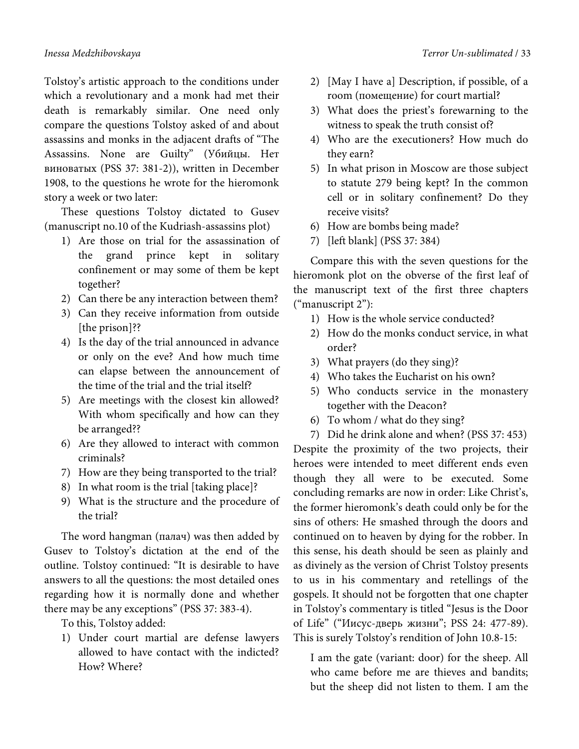Tolstoy's artistic approach to the conditions under which a revolutionary and a monk had met their death is remarkably similar. One need only compare the questions Tolstoy asked of and about assassins and monks in the adjacent drafts of "The Assassins. None are Guilty" (Убийцы. Нет виноватых (PSS 37: 381-2)), written in December 1908, to the questions he wrote for the hieromonk story a week or two later:

These questions Tolstoy dictated to Gusev (manuscript no.10 of the Kudriash-assassins plot)

1) Are those on trial for the assassination of the grand prince kept in solitary confinement or may some of them be kept together?
2) Can there be any interaction between them?
3) Can they receive information from outside [the prison]??
4) Is the day of the trial announced in advance or only on the eve? And how much time can elapse between the announcement of the time of the trial and the trial itself?
5) Are meetings with the closest kin allowed? With whom specifically and how can they be arranged??
6) Are they allowed to interact with common criminals?
7) How are they being transported to the trial?
8) In what room is the trial [taking place]?
9) What is the structure and the procedure of the trial?

The word hangman (палач) was then added by Gusev to Tolstoy's dictation at the end of the outline. Tolstoy continued: "It is desirable to have answers to all the questions: the most detailed ones regarding how it is normally done and whether there may be any exceptions" (PSS 37: 383-4).

To this, Tolstoy added:

1) Under court martial are defense lawyers allowed to have contact with the indicted? How? Where?
2) [May I have a] Description, if possible, of a room (помещение) for court martial?
3) What does the priest's forewarning to the witness to speak the truth consist of?
4) Who are the executioners? How much do they earn?
5) In what prison in Moscow are those subject to statute 279 being kept? In the common cell or in solitary confinement? Do they receive visits?
6) How are bombs being made?
7) [left blank] (PSS 37: 384)

Compare this with the seven questions for the hieromonk plot on the obverse of the first leaf of the manuscript text of the first three chapters ("manuscript 2"):

1) How is the whole service conducted?
2) How do the monks conduct service, in what order?
3) What prayers (do they sing)?
4) Who takes the Eucharist on his own?
5) Who conducts service in the monastery together with the Deacon?
6) To whom / what do they sing?
7) Did he drink alone and when? (PSS 37: 453)

Despite the proximity of the two projects, their heroes were intended to meet different ends even though they all were to be executed. Some concluding remarks are now in order: Like Christ's, the former hieromonk's death could only be for the sins of others: He smashed through the doors and continued on to heaven by dying for the robber. In this sense, his death should be seen as plainly and as divinely as the version of Christ Tolstoy presents to us in his commentary and retellings of the gospels. It should not be forgotten that one chapter in Tolstoy's commentary is titled "Jesus is the Door of Life" ("Иисус-дверь жизни"; PSS 24: 477-89). This is surely Tolstoy's rendition of John 10.8-15:

> I am the gate (variant: door) for the sheep. All who came before me are thieves and bandits; but the sheep did not listen to them. I am the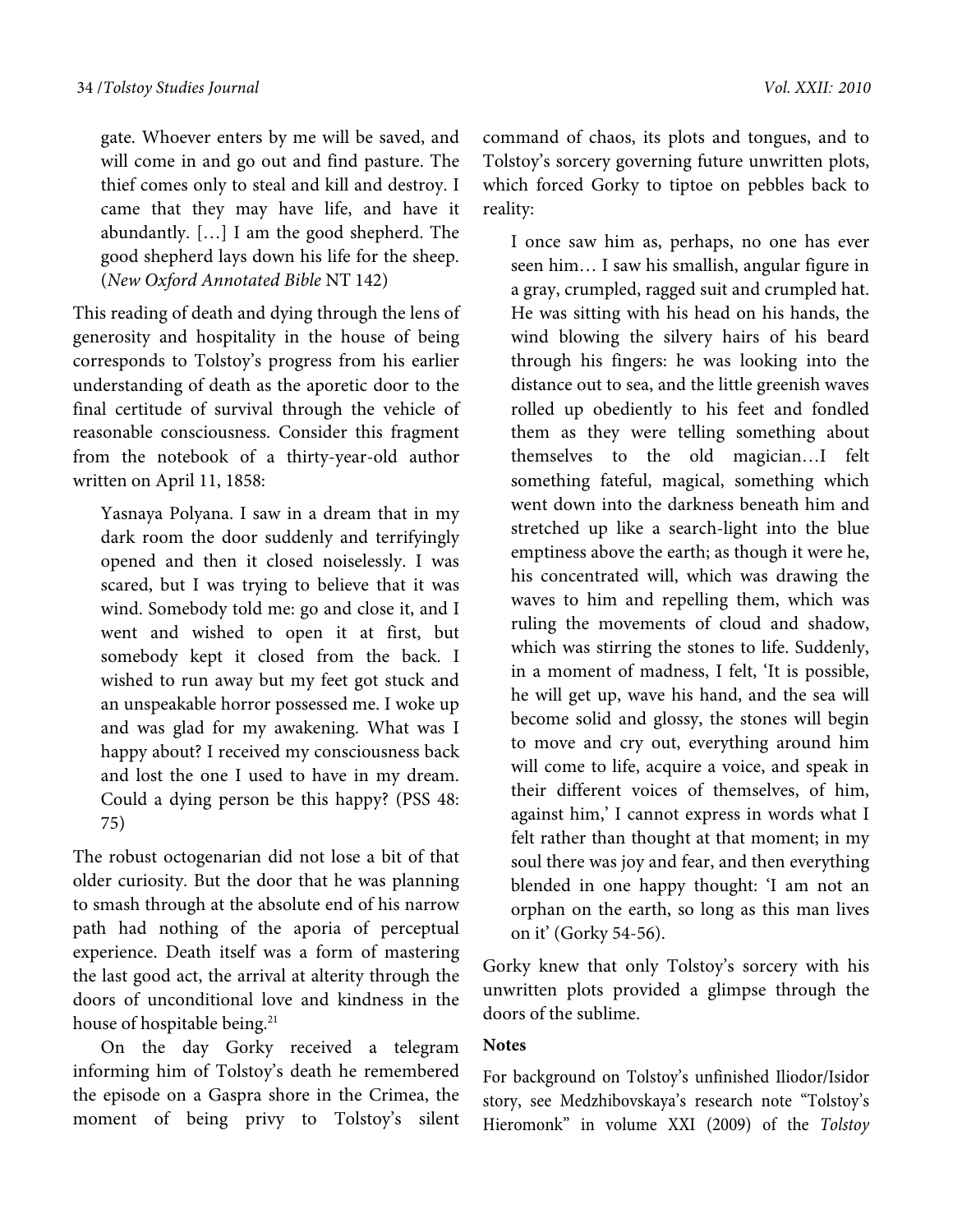> gate. Whoever enters by me will be saved, and will come in and go out and find pasture. The thief comes only to steal and kill and destroy. I came that they may have life, and have it abundantly. […] I am the good shepherd. The good shepherd lays down his life for the sheep. (*New Oxford Annotated Bible* NT 142)

This reading of death and dying through the lens of generosity and hospitality in the house of being corresponds to Tolstoy's progress from his earlier understanding of death as the aporetic door to the final certitude of survival through the vehicle of reasonable consciousness. Consider this fragment from the notebook of a thirty-year-old author written on April 11, 1858:

> Yasnaya Polyana. I saw in a dream that in my dark room the door suddenly and terrifyingly opened and then it closed noiselessly. I was scared, but I was trying to believe that it was wind. Somebody told me: go and close it, and I went and wished to open it at first, but somebody kept it closed from the back. I wished to run away but my feet got stuck and an unspeakable horror possessed me. I woke up and was glad for my awakening. What was I happy about? I received my consciousness back and lost the one I used to have in my dream. Could a dying person be this happy? (PSS 48: 75)

The robust octogenarian did not lose a bit of that older curiosity. But the door that he was planning to smash through at the absolute end of his narrow path had nothing of the aporia of perceptual experience. Death itself was a form of mastering the last good act, the arrival at alterity through the doors of unconditional love and kindness in the house of hospitable being.[21]

On the day Gorky received a telegram informing him of Tolstoy's death he remembered the episode on a Gaspra shore in the Crimea, the moment of being privy to Tolstoy's silent command of chaos, its plots and tongues, and to Tolstoy's sorcery governing future unwritten plots, which forced Gorky to tiptoe on pebbles back to reality:

> I once saw him as, perhaps, no one has ever seen him… I saw his smallish, angular figure in a gray, crumpled, ragged suit and crumpled hat. He was sitting with his head on his hands, the wind blowing the silvery hairs of his beard through his fingers: he was looking into the distance out to sea, and the little greenish waves rolled up obediently to his feet and fondled them as they were telling something about themselves to the old magician…I felt something fateful, magical, something which went down into the darkness beneath him and stretched up like a search-light into the blue emptiness above the earth; as though it were he, his concentrated will, which was drawing the waves to him and repelling them, which was ruling the movements of cloud and shadow, which was stirring the stones to life. Suddenly, in a moment of madness, I felt, 'It is possible, he will get up, wave his hand, and the sea will become solid and glossy, the stones will begin to move and cry out, everything around him will come to life, acquire a voice, and speak in their different voices of themselves, of him, against him,' I cannot express in words what I felt rather than thought at that moment; in my soul there was joy and fear, and then everything blended in one happy thought: 'I am not an orphan on the earth, so long as this man lives on it' (Gorky 54-56).

Gorky knew that only Tolstoy's sorcery with his unwritten plots provided a glimpse through the doors of the sublime.

**Notes**

For background on Tolstoy's unfinished Iliodor/Isidor story, see Medzhibovskaya's research note "Tolstoy's Hieromonk" in volume XXI (2009) of the *Tolstoy*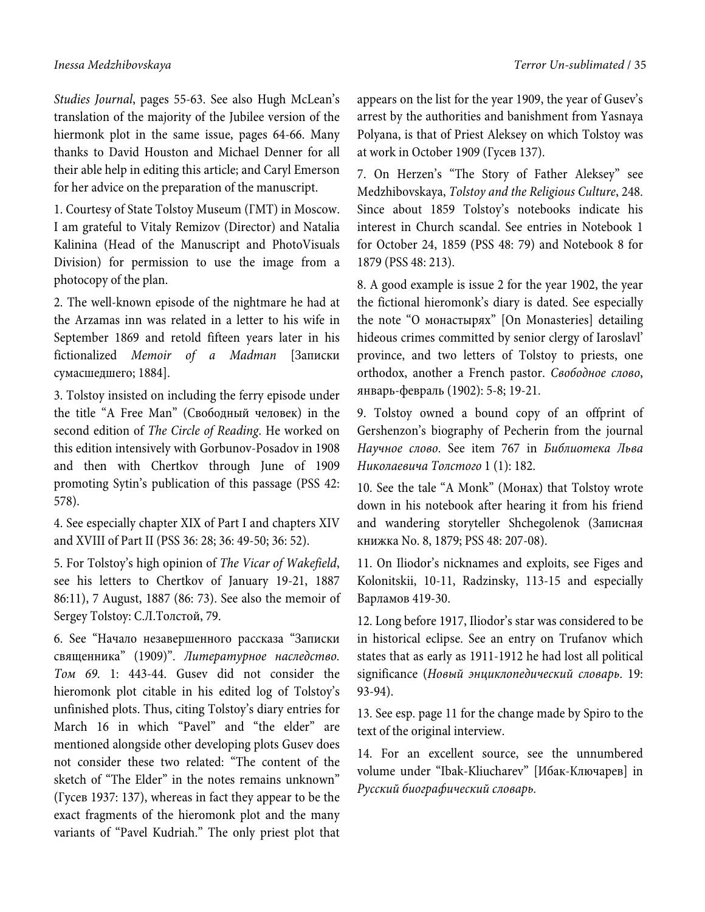*Studies Journal*, pages 55-63. See also Hugh McLean's translation of the majority of the Jubilee version of the hiermonk plot in the same issue, pages 64-66. Many thanks to David Houston and Michael Denner for all their able help in editing this article; and Caryl Emerson for her advice on the preparation of the manuscript.

1. Courtesy of State Tolstoy Museum (ГМТ) in Moscow. I am grateful to Vitaly Remizov (Director) and Natalia Kalinina (Head of the Manuscript and PhotoVisuals Division) for permission to use the image from a photocopy of the plan.

2. The well-known episode of the nightmare he had at the Arzamas inn was related in a letter to his wife in September 1869 and retold fifteen years later in his fictionalized *Memoir of a Madman* [Записки сумасшедшего; 1884].

3. Tolstoy insisted on including the ferry episode under the title "A Free Man" (Свободный человек) in the second edition of *The Circle of Reading*. He worked on this edition intensively with Gorbunov-Posadov in 1908 and then with Chertkov through June of 1909 promoting Sytin's publication of this passage (PSS 42: 578).

4. See especially chapter XIX of Part I and chapters XIV and XVIII of Part II (PSS 36: 28; 36: 49-50; 36: 52).

5. For Tolstoy's high opinion of *The Vicar of Wakefield*, see his letters to Chertkov of January 19-21, 1887 86:11), 7 August, 1887 (86: 73). See also the memoir of Sergey Tolstoy: С.Л.Толстой, 79.

6. See "Начало незавершенного рассказа "Записки священника" (1909)". *Литературное наследство. Том 69.* 1: 443-44. Gusev did not consider the hieromonk plot citable in his edited log of Tolstoy's unfinished plots. Thus, citing Tolstoy's diary entries for March 16 in which "Pavel" and "the elder" are mentioned alongside other developing plots Gusev does not consider these two related: "The content of the sketch of "The Elder" in the notes remains unknown" (Гусев 1937: 137), whereas in fact they appear to be the exact fragments of the hieromonk plot and the many variants of "Pavel Kudriah." The only priest plot that appears on the list for the year 1909, the year of Gusev's arrest by the authorities and banishment from Yasnaya Polyana, is that of Priest Aleksey on which Tolstoy was at work in October 1909 (Гусев 137).

7. On Herzen's "The Story of Father Aleksey" see Medzhibovskaya, *Tolstoy and the Religious Culture*, 248. Since about 1859 Tolstoy's notebooks indicate his interest in Church scandal. See entries in Notebook 1 for October 24, 1859 (PSS 48: 79) and Notebook 8 for 1879 (PSS 48: 213).

8. A good example is issue 2 for the year 1902, the year the fictional hieromonk's diary is dated. See especially the note "О монастырях" [On Monasteries] detailing hideous crimes committed by senior clergy of Iaroslavl' province, and two letters of Tolstoy to priests, one orthodox, another a French pastor. *Свободное слово*, январь-февраль (1902): 5-8; 19-21.

9. Tolstoy owned a bound copy of an offprint of Gershenzon's biography of Pecherin from the journal *Научное слово*. See item 767 in *Библиотека Льва Николаевича Толстого* 1 (1): 182.

10. See the tale "A Monk" (Монах) that Tolstoy wrote down in his notebook after hearing it from his friend and wandering storyteller Shchegolenok (Записная книжка No. 8, 1879; PSS 48: 207-08).

11. On Iliodor's nicknames and exploits, see Figes and Kolonitskii, 10-11, Radzinsky, 113-15 and especially Варламов 419-30.

12. Long before 1917, Iliodor's star was considered to be in historical eclipse. See an entry on Trufanov which states that as early as 1911-1912 he had lost all political significance (*Новый энциклопедический словарь*. 19: 93-94).

13. See esp. page 11 for the change made by Spiro to the text of the original interview.

14. For an excellent source, see the unnumbered volume under "Ibak-Kliucharev" [Ибак-Ключарев] in *Русский биографический словарь.*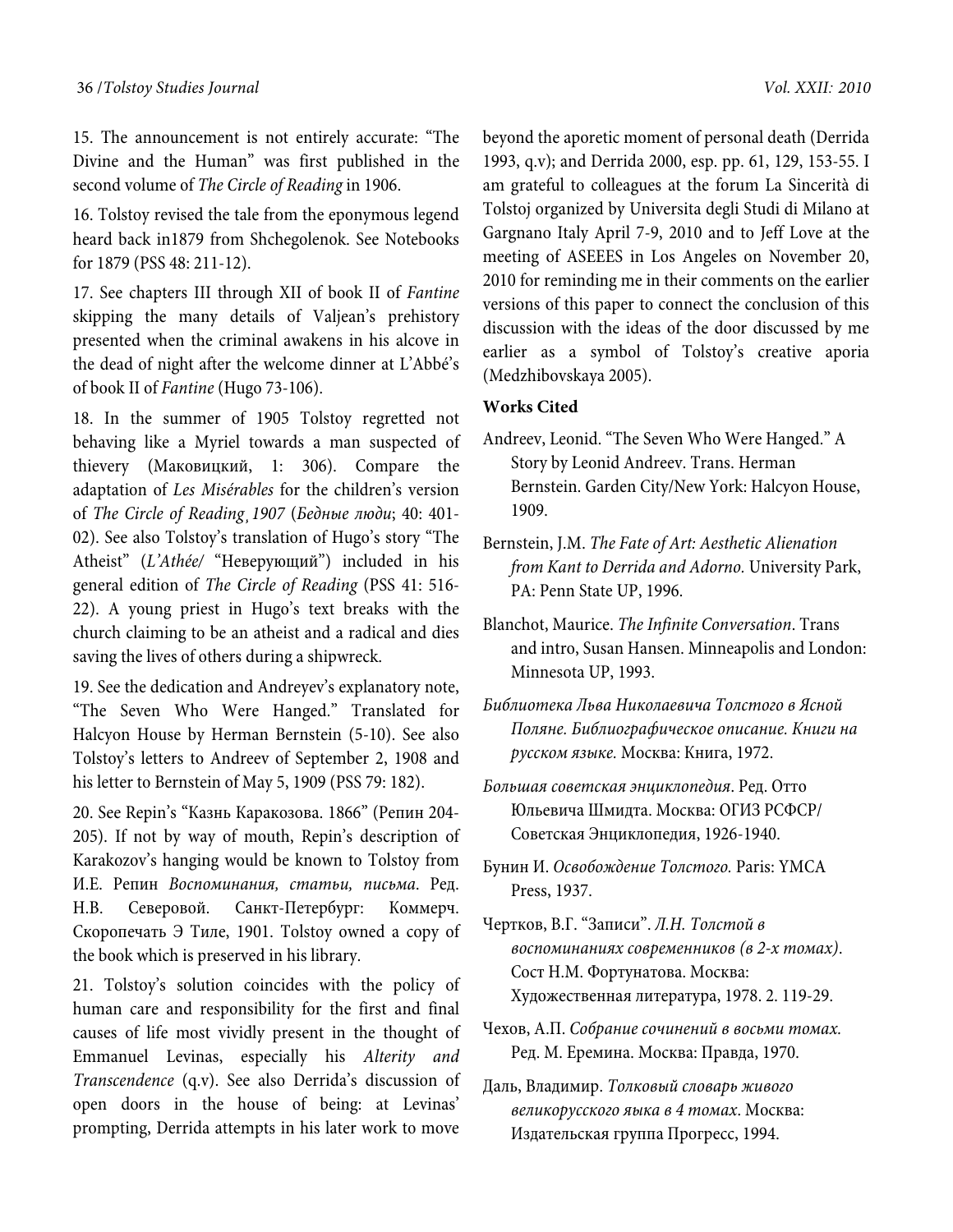15. The announcement is not entirely accurate: "The Divine and the Human" was first published in the second volume of *The Circle of Reading* in 1906.

16. Tolstoy revised the tale from the eponymous legend heard back in1879 from Shchegolenok. See Notebooks for 1879 (PSS 48: 211-12).

17. See chapters III through XII of book II of *Fantine* skipping the many details of Valjean's prehistory presented when the criminal awakens in his alcove in the dead of night after the welcome dinner at L'Abbé's of book II of *Fantine* (Hugo 73-106).

18. In the summer of 1905 Tolstoy regretted not behaving like a Myriel towards a man suspected of thievery (Маковицкий, 1: 306). Compare the adaptation of *Les Misérables* for the children's version of *The Circle of Reading¸1907* (*Бедные люди*; 40: 401-02). See also Tolstoy's translation of Hugo's story "The Atheist" (*L'Athée*/ "Неверующий") included in his general edition of *The Circle of Reading* (PSS 41: 516-22). A young priest in Hugo's text breaks with the church claiming to be an atheist and a radical and dies saving the lives of others during a shipwreck.

19. See the dedication and Andreyev's explanatory note, "The Seven Who Were Hanged." Translated for Halcyon House by Herman Bernstein (5-10). See also Tolstoy's letters to Andreev of September 2, 1908 and his letter to Bernstein of May 5, 1909 (PSS 79: 182).

20. See Repin's "Казнь Каракозова. 1866" (Репин 204-205). If not by way of mouth, Repin's description of Karakozov's hanging would be known to Tolstoy from И.Е. Репин *Воспоминания, статьи, письма*. Ред. Н.В. Северовой. Санкт-Петербург: Коммерч. Скоропечать Э Тиле, 1901. Tolstoy owned a copy of the book which is preserved in his library.

21. Tolstoy's solution coincides with the policy of human care and responsibility for the first and final causes of life most vividly present in the thought of Emmanuel Levinas, especially his *Alterity and Transcendence* (q.v). See also Derrida's discussion of open doors in the house of being: at Levinas' prompting, Derrida attempts in his later work to move beyond the aporetic moment of personal death (Derrida 1993, q.v); and Derrida 2000, esp. pp. 61, 129, 153-55. I am grateful to colleagues at the forum La Sincerità di Tolstoj organized by Universita degli Studi di Milano at Gargnano Italy April 7-9, 2010 and to Jeff Love at the meeting of ASEEES in Los Angeles on November 20, 2010 for reminding me in their comments on the earlier versions of this paper to connect the conclusion of this discussion with the ideas of the door discussed by me earlier as a symbol of Tolstoy's creative aporia (Medzhibovskaya 2005).

**Works Cited**

Andreev, Leonid. "The Seven Who Were Hanged." A Story by Leonid Andreev. Trans. Herman Bernstein. Garden City/New York: Halcyon House, 1909.

Bernstein, J.M. *The Fate of Art: Aesthetic Alienation from Kant to Derrida and Adorno.* University Park, PA: Penn State UP, 1996.

Blanchot, Maurice. *The Infinite Conversation*. Trans and intro, Susan Hansen. Minneapolis and London: Minnesota UP, 1993.

*Библиотека Льва Николаевича Толстого в Ясной Поляне. Библиографическое описание. Книги на русском языке.* Москва: Книга, 1972.

*Большая советская энциклопедия*. Ред. Отто Юльевича Шмидта. Москва: ОГИЗ РСФСР/ Советская Энциклопедия, 1926-1940.

Бунин И. *Освобождение Толстого.* Paris: YMCA Press, 1937.

Чертков, В.Г. "Записи". *Л.Н. Толстой в воспоминаниях современников (в 2-х томах)*. Сост Н.М. Фортунатова. Москва: Художественная литература, 1978. 2. 119-29.

Чехов, А.П. *Собрание сочинений в восьми томах.* Ред. М. Еремина. Москва: Правда, 1970.

Даль, Владимир. *Толковый словарь живого великорусского языка в 4 томах*. Москва: Издательская группа Прогресс, 1994.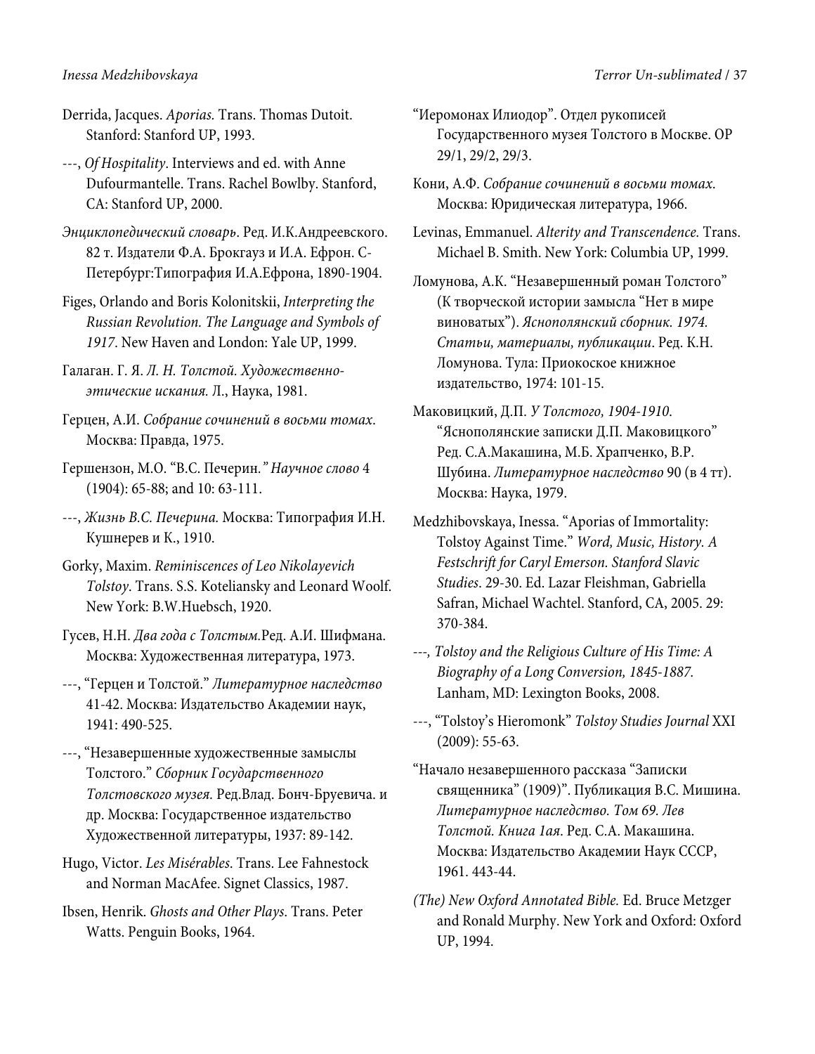Derrida, Jacques. *Aporias.* Trans. Thomas Dutoit. Stanford: Stanford UP, 1993.

---, *Of Hospitality*. Interviews and ed. with Anne Dufourmantelle. Trans. Rachel Bowlby. Stanford, CA: Stanford UP, 2000.

*Энциклопедический словарь*. Ред. И.К.Андреевского. 82 т. Издатели Ф.А. Брокгауз и И.А. Ефрон. С-Петербург:Типография И.А.Ефрона, 1890-1904.

Figes, Orlando and Boris Kolonitskii, *Interpreting the Russian Revolution. The Language and Symbols of 1917*. New Haven and London: Yale UP, 1999.

Галаган. Г. Я. *Л. Н. Толстой. Художественно-этические искания.* Л., Наука, 1981.

Герцен, А.И. *Собрание сочинений в восьми томах.* Москва: Правда, 1975.

Гершензон, М.О. "В.С. Печерин." *Научное слово* 4 (1904): 65-88; and 10: 63-111.

---, *Жизнь В.С. Печерина.* Москва: Типография И.Н. Кушнерев и К., 1910.

Gorky, Maxim. *Reminiscences of Leo Nikolayevich Tolstoy*. Trans. S.S. Koteliansky and Leonard Woolf. New York: B.W.Huebsch, 1920.

Гусев, Н.Н. *Два года с Толстым.*Ред. А.И. Шифмана. Москва: Художественная литература, 1973.

---, "Герцен и Толстой." *Литературное наследство* 41-42. Москва: Издательство Академии наук, 1941: 490-525.

---, "Незавершенные художественные замыслы Толстого." *Сборник Государственного Толстовского музея.* Ред.Влад. Бонч-Бруевича. и др. Москва: Государственное издательство Художественной литературы, 1937: 89-142.

Hugo, Victor. *Les Misérables.* Trans. Lee Fahnestock and Norman MacAfee. Signet Classics, 1987.

Ibsen, Henrik. *Ghosts and Other Plays.* Trans. Peter Watts. Penguin Books, 1964.

"Иеромонах Илиодор". Отдел рукописей Государственного музея Толстого в Москве. ОР 29/1, 29/2, 29/3.

Кони, А.Ф. *Собрание сочинений в восьми томах.* Москва: Юридическая литература, 1966.

Levinas, Emmanuel. *Alterity and Transcendence.* Trans. Michael B. Smith. New York: Columbia UP, 1999.

Ломунова, А.К. "Незавершенный роман Толстого" (К творческой истории замысла "Нет в мире виноватых"). *Яснополянский сборник. 1974. Статьи, материалы, публикации*. Ред. К.Н. Ломунова. Тула: Приокоское книжное издательство, 1974: 101-15.

Маковицкий, Д.П. *У Толстого, 1904-1910.* "Яснополянские записки Д.П. Маковицкого" Ред. С.А.Макашина, М.Б. Храпченко, В.Р. Шубина. *Литературное наследство* 90 (в 4 тт). Москва: Наука, 1979.

Medzhibovskaya, Inessa. "Aporias of Immortality: Tolstoy Against Time." *Word, Music, History. A Festschrift for Caryl Emerson. Stanford Slavic Studies*. 29-30. Ed. Lazar Fleishman, Gabriella Safran, Michael Wachtel. Stanford, CA, 2005. 29: 370-384.

---, *Tolstoy and the Religious Culture of His Time: A Biography of a Long Conversion, 1845-1887.* Lanham, MD: Lexington Books, 2008.

---, "Tolstoy's Hieromonk" *Tolstoy Studies Journal* XXI (2009): 55-63.

"Начало незавершенного рассказа "Записки священника" (1909)". Публикация В.С. Мишина. *Литературное наследство. Том 69. Лев Толстой. Книга 1ая*. Ред. С.А. Макашина. Москва: Издательство Академии Наук СССР, 1961. 443-44.

*(The) New Oxford Annotated Bible.* Ed. Bruce Metzger and Ronald Murphy. New York and Oxford: Oxford UP, 1994.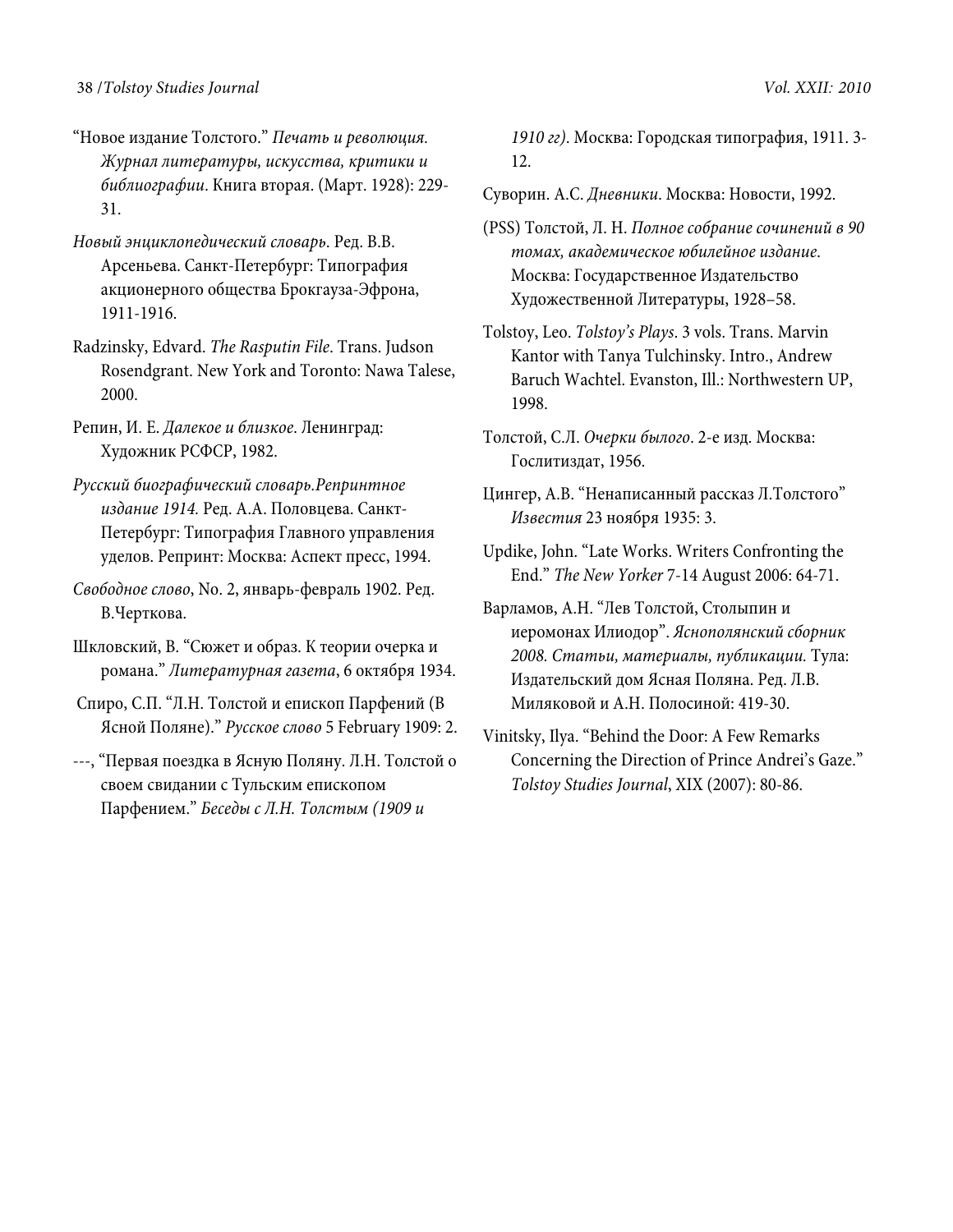"Новое издание Толстого." *Печать и революция. Журнал литературы, искусства, критики и библиографии*. Книга вторая. (Март. 1928): 229-31.

*Новый энциклопедический словарь*. Ред. В.В. Арсеньева. Санкт-Петербург: Типография акционерного общества Брокгауза-Эфрона, 1911-1916.

Radzinsky, Edvard. *The Rasputin File*. Trans. Judson Rosendgrant. New York and Toronto: Nawa Talese, 2000.

Репин, И. Е. *Далекое и близкое*. Ленинград: Художник РСФСР, 1982.

*Русский биографический словарь.Репринтное издание 1914.* Ред. А.А. Половцева. Санкт-Петербург: Типография Главного управления уделов. Репринт: Москва: Аспект пресс, 1994.

*Свободное слово*, No. 2, январь-февраль 1902. Ред. В.Черткова.

Шкловский, В. "Сюжет и образ. К теории очерка и романа." *Литературная газета*, 6 октября 1934.

Спиро, С.П. "Л.Н. Толстой и епископ Парфений (В Ясной Поляне)." *Русское слово* 5 February 1909: 2.

---, "Первая поездка в Ясную Поляну. Л.Н. Толстой о своем свидании с Тульским епископом Парфением." *Беседы с Л.Н. Толстым (1909 и 1910 гг)*. Москва: Городская типография, 1911. 3-12.

Суворин. А.С. *Дневники*. Москва: Новости, 1992.

(PSS) Толстой, Л. Н. *Полное собрание сочинений в 90 томах, академическое юбилейное издание*. Москва: Государственное Издательство Художественной Литературы, 1928–58.

Tolstoy, Leo. *Tolstoy's Plays*. 3 vols. Trans. Marvin Kantor with Tanya Tulchinsky. Intro., Andrew Baruch Wachtel. Evanston, Ill.: Northwestern UP, 1998.

Толстой, С.Л. *Очерки былого*. 2-е изд. Москва: Гослитиздат, 1956.

Цингер, А.В. "Ненаписанный рассказ Л.Толстого" *Известия* 23 ноября 1935: 3.

Updike, John. "Late Works. Writers Confronting the End." *The New Yorker* 7-14 August 2006: 64-71.

Варламов, А.Н. "Лев Толстой, Столыпин и иеромонах Илиодор". *Яснополянский сборник 2008. Статьи, материалы, публикации.* Тула: Издательский дом Ясная Поляна. Ред. Л.В. Миляковой и А.Н. Полосиной: 419-30.

Vinitsky, Ilya. "Behind the Door: A Few Remarks Concerning the Direction of Prince Andrei's Gaze." *Tolstoy Studies Journal*, XIX (2007): 80-86.